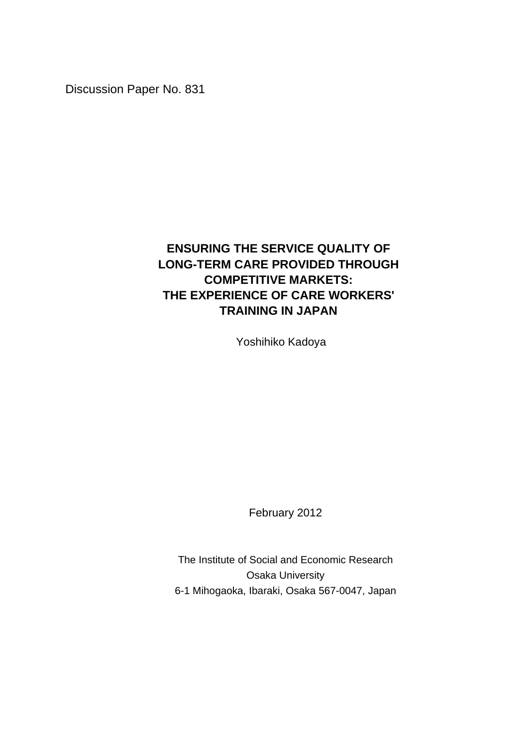Discussion Paper No. 831

# ENSURING THE SERVICE QUALITY OF LONG-TERM CARE PROVIDED THROUGH COMPETITIVE MARKETS: THE EXPERIENCE OF CARE WORKERS' TRAINING IN JAPAN

Yoshihiko Kadoya

February 2012

The Institute of Social and Economic Research
Osaka University
6-1 Mihogaoka, Ibaraki, Osaka 567-0047, Japan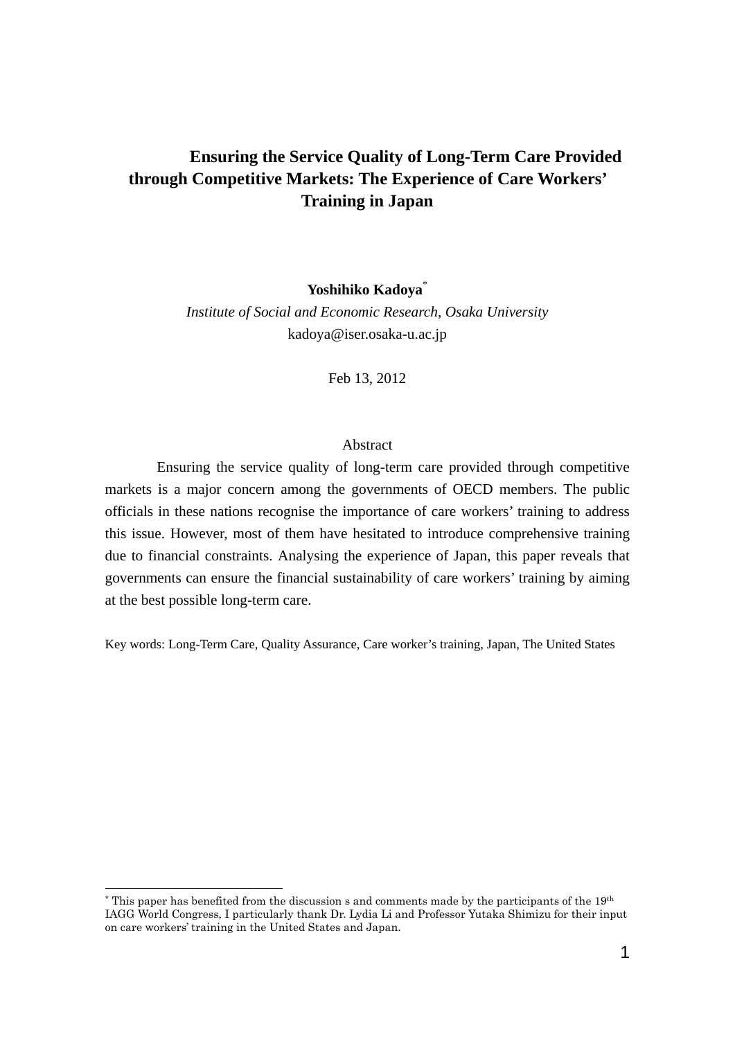# Ensuring the Service Quality of Long-Term Care Provided through Competitive Markets: The Experience of Care Workers' Training in Japan

**Yoshihiko Kadoya**[*]

*Institute of Social and Economic Research, Osaka University*

kadoya@iser.osaka-u.ac.jp

Feb 13, 2012

Abstract

Ensuring the service quality of long-term care provided through competitive markets is a major concern among the governments of OECD members. The public officials in these nations recognise the importance of care workers' training to address this issue. However, most of them have hesitated to introduce comprehensive training due to financial constraints. Analysing the experience of Japan, this paper reveals that governments can ensure the financial sustainability of care workers' training by aiming at the best possible long-term care.

Key words: Long-Term Care, Quality Assurance, Care worker's training, Japan, The United States

---

[*] This paper has benefited from the discussion s and comments made by the participants of the 19th IAGG World Congress, I particularly thank Dr. Lydia Li and Professor Yutaka Shimizu for their input on care workers' training in the United States and Japan.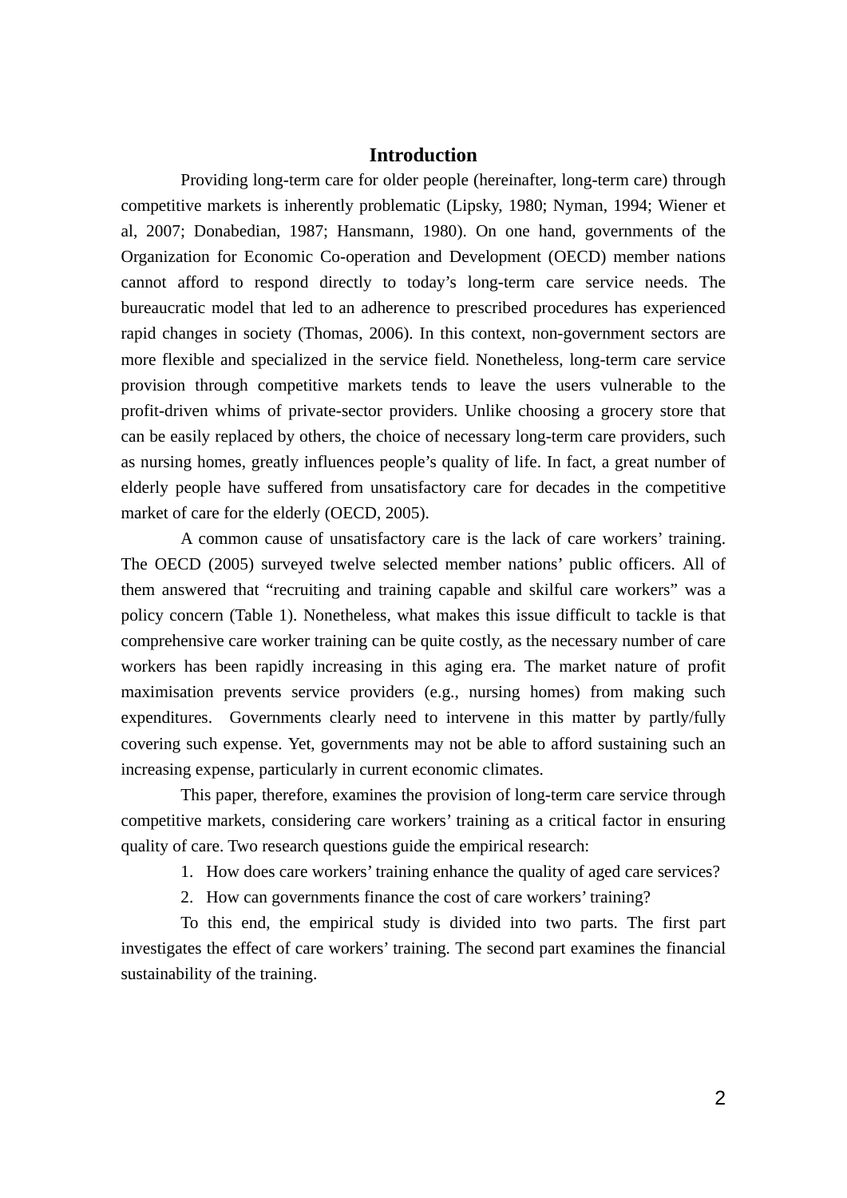# Introduction

Providing long-term care for older people (hereinafter, long-term care) through competitive markets is inherently problematic (Lipsky, 1980; Nyman, 1994; Wiener et al, 2007; Donabedian, 1987; Hansmann, 1980). On one hand, governments of the Organization for Economic Co-operation and Development (OECD) member nations cannot afford to respond directly to today's long-term care service needs. The bureaucratic model that led to an adherence to prescribed procedures has experienced rapid changes in society (Thomas, 2006). In this context, non-government sectors are more flexible and specialized in the service field. Nonetheless, long-term care service provision through competitive markets tends to leave the users vulnerable to the profit-driven whims of private-sector providers. Unlike choosing a grocery store that can be easily replaced by others, the choice of necessary long-term care providers, such as nursing homes, greatly influences people's quality of life. In fact, a great number of elderly people have suffered from unsatisfactory care for decades in the competitive market of care for the elderly (OECD, 2005).

A common cause of unsatisfactory care is the lack of care workers' training. The OECD (2005) surveyed twelve selected member nations' public officers. All of them answered that "recruiting and training capable and skilful care workers" was a policy concern (Table 1). Nonetheless, what makes this issue difficult to tackle is that comprehensive care worker training can be quite costly, as the necessary number of care workers has been rapidly increasing in this aging era. The market nature of profit maximisation prevents service providers (e.g., nursing homes) from making such expenditures. Governments clearly need to intervene in this matter by partly/fully covering such expense. Yet, governments may not be able to afford sustaining such an increasing expense, particularly in current economic climates.

This paper, therefore, examines the provision of long-term care service through competitive markets, considering care workers' training as a critical factor in ensuring quality of care. Two research questions guide the empirical research:

1. How does care workers' training enhance the quality of aged care services?
2. How can governments finance the cost of care workers' training?

To this end, the empirical study is divided into two parts. The first part investigates the effect of care workers' training. The second part examines the financial sustainability of the training.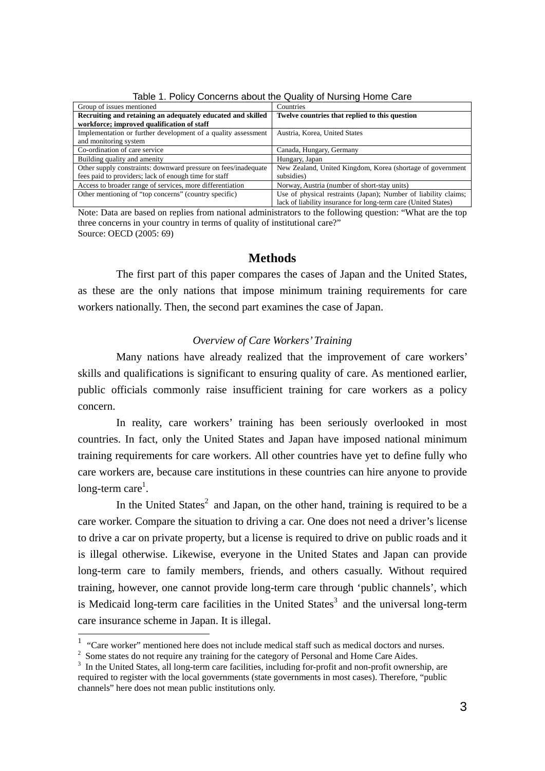Table 1. Policy Concerns about the Quality of Nursing Home Care

| Group of issues mentioned | Countries |
| --- | --- |
| **Recruiting and retaining an adequately educated and skilled workforce; improved qualification of staff** | **Twelve countries that replied to this question** |
| Implementation or further development of a quality assessment and monitoring system | Austria, Korea, United States |
| Co-ordination of care service | Canada, Hungary, Germany |
| Building quality and amenity | Hungary, Japan |
| Other supply constraints: downward pressure on fees/inadequate fees paid to providers; lack of enough time for staff | New Zealand, United Kingdom, Korea (shortage of government subsidies) |
| Access to broader range of services, more differentiation | Norway, Austria (number of short-stay units) |
| Other mentioning of "top concerns" (country specific) | Use of physical restraints (Japan); Number of liability claims; lack of liability insurance for long-term care (United States) |

Note: Data are based on replies from national administrators to the following question: "What are the top three concerns in your country in terms of quality of institutional care?"
Source: OECD (2005: 69)

## Methods

The first part of this paper compares the cases of Japan and the United States, as these are the only nations that impose minimum training requirements for care workers nationally. Then, the second part examines the case of Japan.

### *Overview of Care Workers' Training*

Many nations have already realized that the improvement of care workers' skills and qualifications is significant to ensuring quality of care. As mentioned earlier, public officials commonly raise insufficient training for care workers as a policy concern.

In reality, care workers' training has been seriously overlooked in most countries. In fact, only the United States and Japan have imposed national minimum training requirements for care workers. All other countries have yet to define fully who care workers are, because care institutions in these countries can hire anyone to provide long-term care[1].

In the United States[2] and Japan, on the other hand, training is required to be a care worker. Compare the situation to driving a car. One does not need a driver's license to drive a car on private property, but a license is required to drive on public roads and it is illegal otherwise. Likewise, everyone in the United States and Japan can provide long-term care to family members, friends, and others casually. Without required training, however, one cannot provide long-term care through 'public channels', which is Medicaid long-term care facilities in the United States[3] and the universal long-term care insurance scheme in Japan. It is illegal.

---

[1] "Care worker" mentioned here does not include medical staff such as medical doctors and nurses.

[2] Some states do not require any training for the category of Personal and Home Care Aides.

[3] In the United States, all long-term care facilities, including for-profit and non-profit ownership, are required to register with the local governments (state governments in most cases). Therefore, "public channels" here does not mean public institutions only.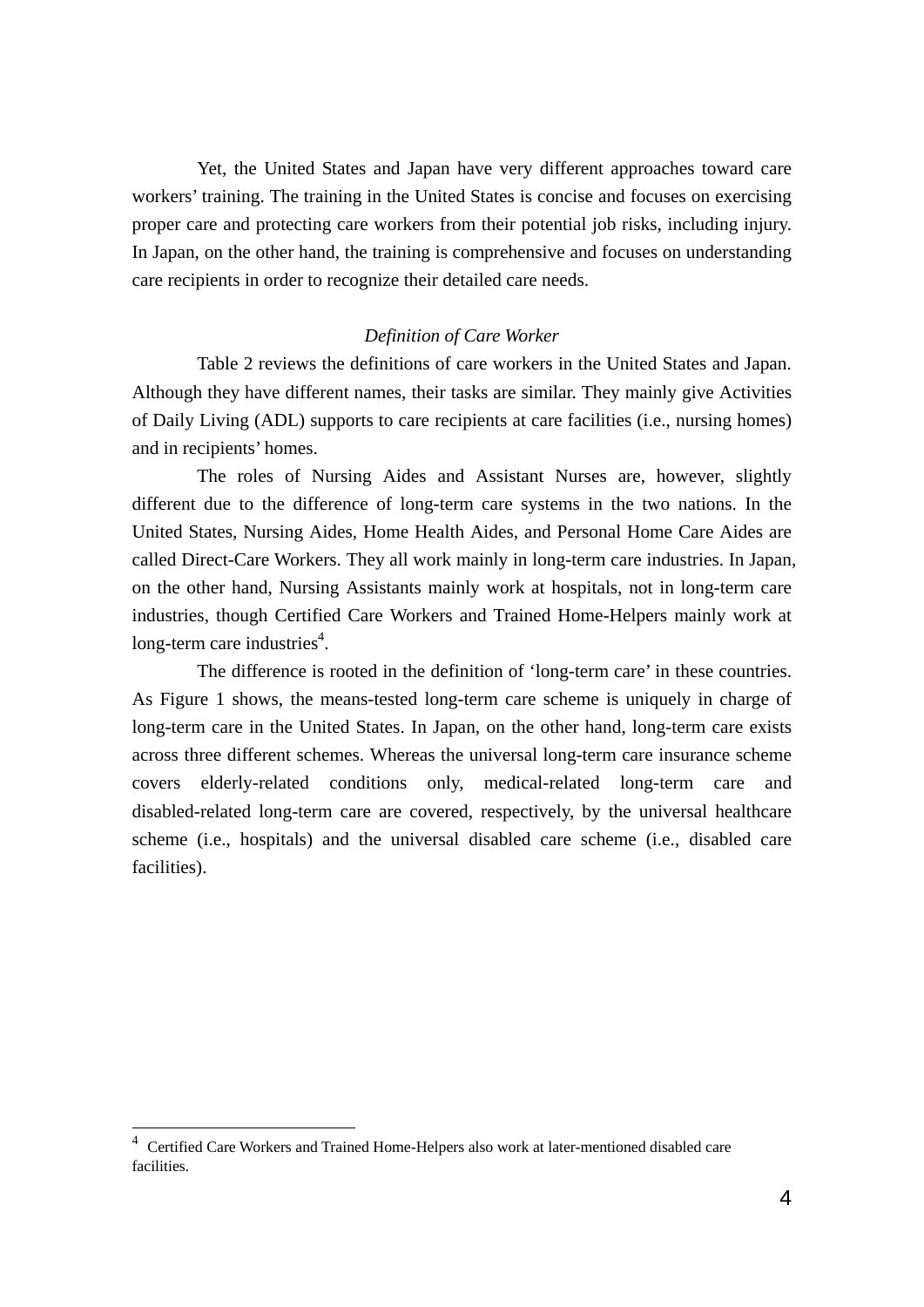Yet, the United States and Japan have very different approaches toward care workers' training. The training in the United States is concise and focuses on exercising proper care and protecting care workers from their potential job risks, including injury. In Japan, on the other hand, the training is comprehensive and focuses on understanding care recipients in order to recognize their detailed care needs.

### *Definition of Care Worker*

Table 2 reviews the definitions of care workers in the United States and Japan. Although they have different names, their tasks are similar. They mainly give Activities of Daily Living (ADL) supports to care recipients at care facilities (i.e., nursing homes) and in recipients' homes.

The roles of Nursing Aides and Assistant Nurses are, however, slightly different due to the difference of long-term care systems in the two nations. In the United States, Nursing Aides, Home Health Aides, and Personal Home Care Aides are called Direct-Care Workers. They all work mainly in long-term care industries. In Japan, on the other hand, Nursing Assistants mainly work at hospitals, not in long-term care industries, though Certified Care Workers and Trained Home-Helpers mainly work at long-term care industries[4].

The difference is rooted in the definition of 'long-term care' in these countries. As Figure 1 shows, the means-tested long-term care scheme is uniquely in charge of long-term care in the United States. In Japan, on the other hand, long-term care exists across three different schemes. Whereas the universal long-term care insurance scheme covers elderly-related conditions only, medical-related long-term care and disabled-related long-term care are covered, respectively, by the universal healthcare scheme (i.e., hospitals) and the universal disabled care scheme (i.e., disabled care facilities).

---

[4] Certified Care Workers and Trained Home-Helpers also work at later-mentioned disabled care facilities.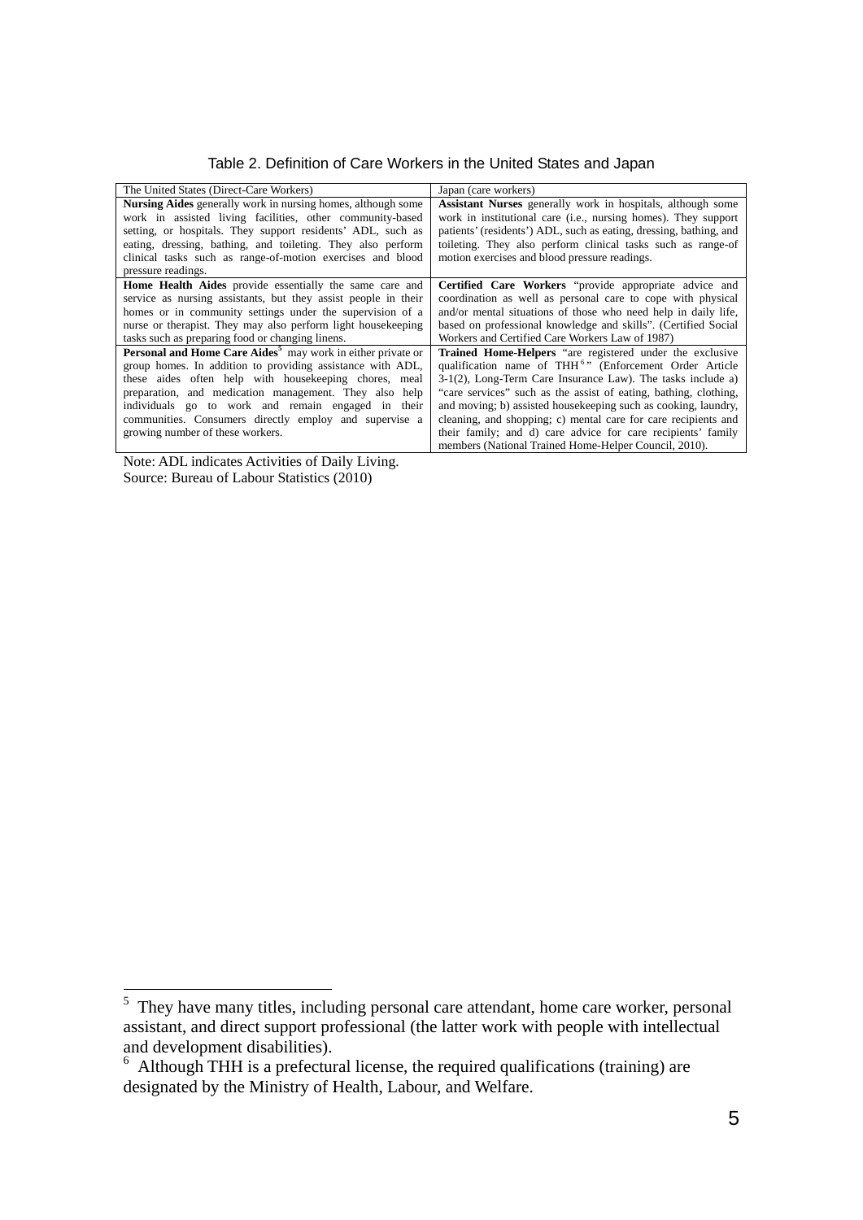Table 2. Definition of Care Workers in the United States and Japan

| The United States (Direct-Care Workers) | Japan (care workers) |
| --- | --- |
| **Nursing Aides** generally work in nursing homes, although some work in assisted living facilities, other community-based setting, or hospitals. They support residents' ADL, such as eating, dressing, bathing, and toileting. They also perform clinical tasks such as range-of-motion exercises and blood pressure readings. | **Assistant Nurses** generally work in hospitals, although some work in institutional care (i.e., nursing homes). They support patients' (residents') ADL, such as eating, dressing, bathing, and toileting. They also perform clinical tasks such as range-of motion exercises and blood pressure readings. |
| **Home Health Aides** provide essentially the same care and service as nursing assistants, but they assist people in their homes or in community settings under the supervision of a nurse or therapist. They may also perform light housekeeping tasks such as preparing food or changing linens. | **Certified Care Workers** "provide appropriate advice and coordination as well as personal care to cope with physical and/or mental situations of those who need help in daily life, based on professional knowledge and skills". (Certified Social Workers and Certified Care Workers Law of 1987) |
| **Personal and Home Care Aides**[5] may work in either private or group homes. In addition to providing assistance with ADL, these aides often help with housekeeping chores, meal preparation, and medication management. They also help individuals go to work and remain engaged in their communities. Consumers directly employ and supervise a growing number of these workers. | **Trained Home-Helpers** "are registered under the exclusive qualification name of THH[6]" (Enforcement Order Article 3-1(2), Long-Term Care Insurance Law). The tasks include a) "care services" such as the assist of eating, bathing, clothing, and moving; b) assisted housekeeping such as cooking, laundry, cleaning, and shopping; c) mental care for care recipients and their family; and d) care advice for care recipients' family members (National Trained Home-Helper Council, 2010). |

Note: ADL indicates Activities of Daily Living.
Source: Bureau of Labour Statistics (2010)

[5] They have many titles, including personal care attendant, home care worker, personal assistant, and direct support professional (the latter work with people with intellectual and development disabilities).

[6] Although THH is a prefectural license, the required qualifications (training) are designated by the Ministry of Health, Labour, and Welfare.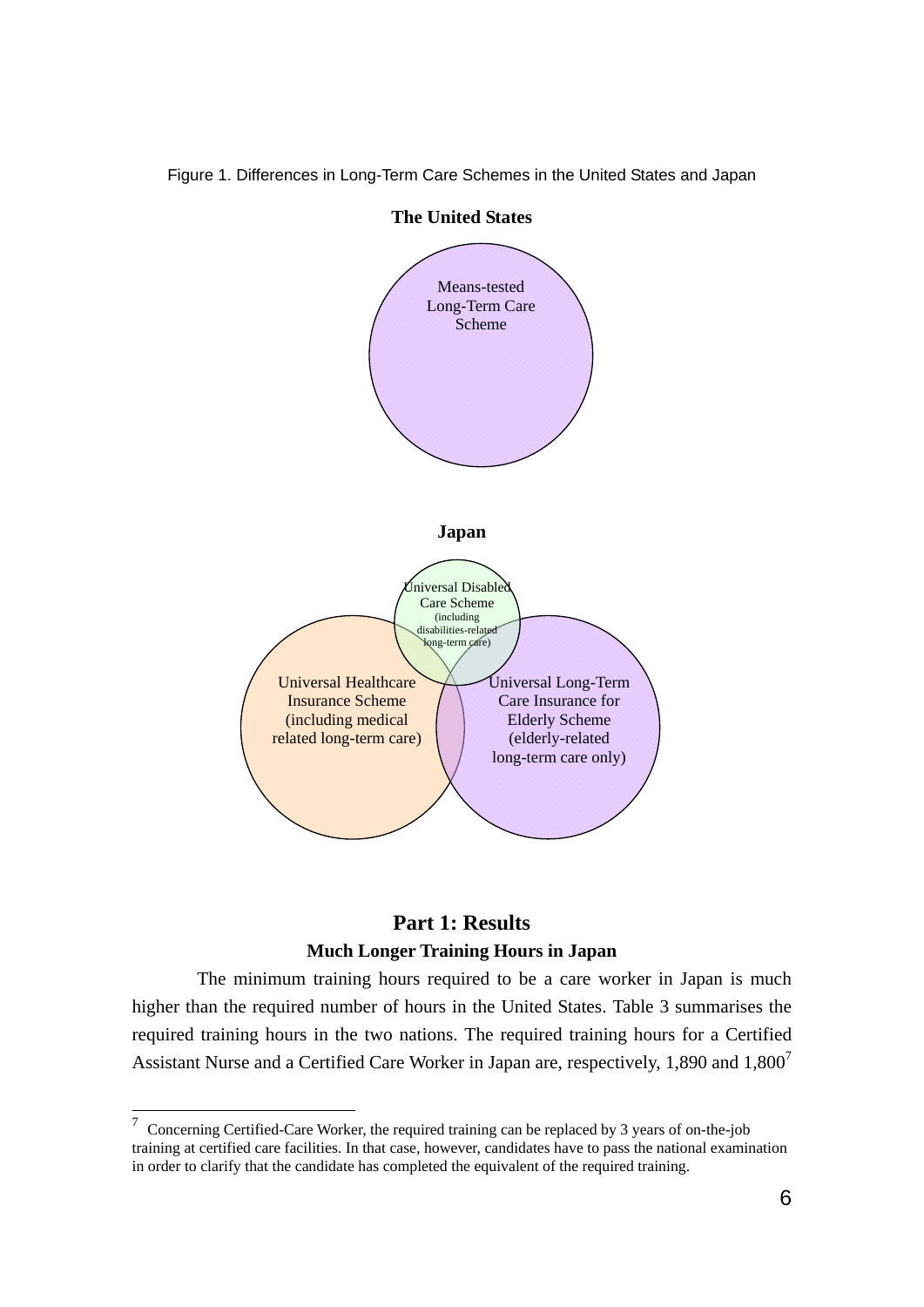Figure 1. Differences in Long-Term Care Schemes in the United States and Japan

**The United States**

Means-tested Long-Term Care Scheme

**Japan**

Universal Disabled Care Scheme (including disabilities-related long-term care)

Universal Healthcare Insurance Scheme (including medical related long-term care)

Universal Long-Term Care Insurance for Elderly Scheme (elderly-related long-term care only)

## Part 1: Results

### Much Longer Training Hours in Japan

The minimum training hours required to be a care worker in Japan is much higher than the required number of hours in the United States. Table 3 summarises the required training hours in the two nations. The required training hours for a Certified Assistant Nurse and a Certified Care Worker in Japan are, respectively, 1,890 and 1,800[7]

---

[7] Concerning Certified-Care Worker, the required training can be replaced by 3 years of on-the-job training at certified care facilities. In that case, however, candidates have to pass the national examination in order to clarify that the candidate has completed the equivalent of the required training.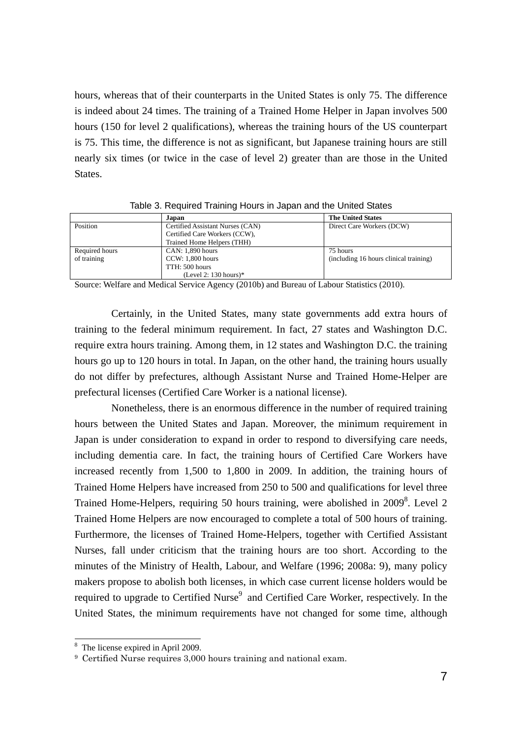hours, whereas that of their counterparts in the United States is only 75. The difference is indeed about 24 times. The training of a Trained Home Helper in Japan involves 500 hours (150 for level 2 qualifications), whereas the training hours of the US counterpart is 75. This time, the difference is not as significant, but Japanese training hours are still nearly six times (or twice in the case of level 2) greater than are those in the United States.

Table 3. Required Training Hours in Japan and the United States

| | **Japan** | **The United States** |
|---|---|---|
| Position | Certified Assistant Nurses (CAN)<br>Certified Care Workers (CCW),<br>Trained Home Helpers (THH) | Direct Care Workers (DCW) |
| Required hours of training | CAN: 1,890 hours<br>CCW: 1,800 hours<br>TTH: 500 hours<br>(Level 2: 130 hours)* | 75 hours<br>(including 16 hours clinical training) |

Source: Welfare and Medical Service Agency (2010b) and Bureau of Labour Statistics (2010).

Certainly, in the United States, many state governments add extra hours of training to the federal minimum requirement. In fact, 27 states and Washington D.C. require extra hours training. Among them, in 12 states and Washington D.C. the training hours go up to 120 hours in total. In Japan, on the other hand, the training hours usually do not differ by prefectures, although Assistant Nurse and Trained Home-Helper are prefectural licenses (Certified Care Worker is a national license).

Nonetheless, there is an enormous difference in the number of required training hours between the United States and Japan. Moreover, the minimum requirement in Japan is under consideration to expand in order to respond to diversifying care needs, including dementia care. In fact, the training hours of Certified Care Workers have increased recently from 1,500 to 1,800 in 2009. In addition, the training hours of Trained Home Helpers have increased from 250 to 500 and qualifications for level three Trained Home-Helpers, requiring 50 hours training, were abolished in 2009[8]. Level 2 Trained Home Helpers are now encouraged to complete a total of 500 hours of training. Furthermore, the licenses of Trained Home-Helpers, together with Certified Assistant Nurses, fall under criticism that the training hours are too short. According to the minutes of the Ministry of Health, Labour, and Welfare (1996; 2008a: 9), many policy makers propose to abolish both licenses, in which case current license holders would be required to upgrade to Certified Nurse[9] and Certified Care Worker, respectively. In the United States, the minimum requirements have not changed for some time, although

[8] The license expired in April 2009.

[9] Certified Nurse requires 3,000 hours training and national exam.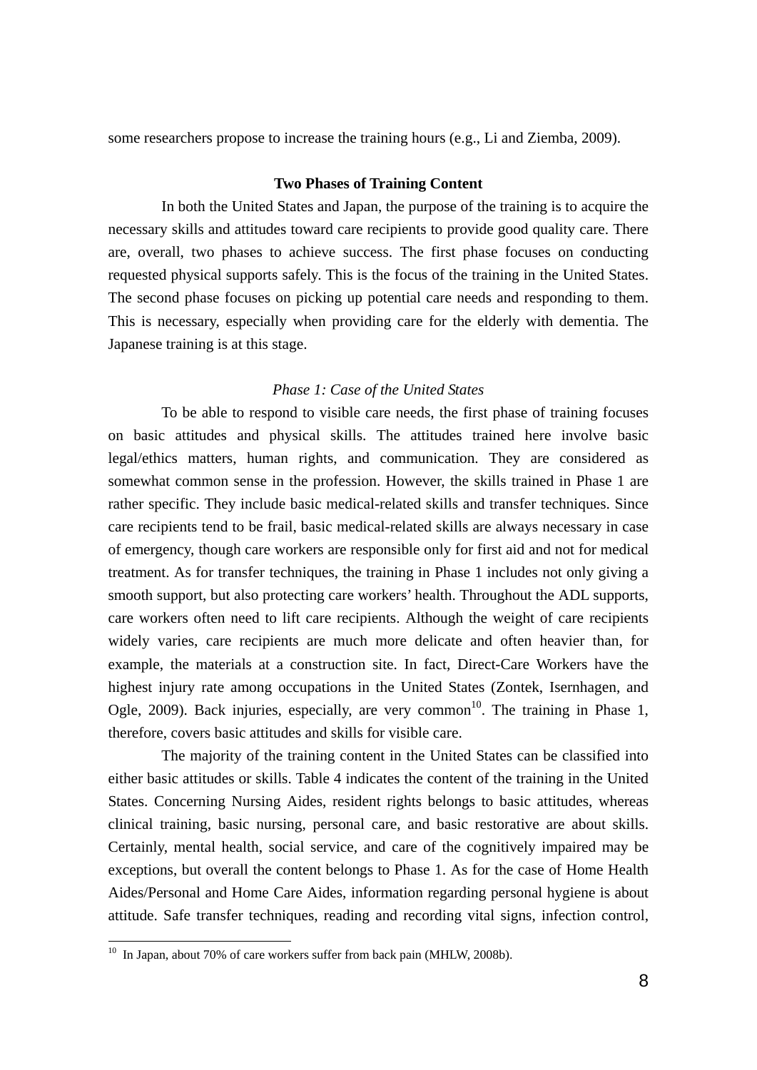some researchers propose to increase the training hours (e.g., Li and Ziemba, 2009).

## Two Phases of Training Content

In both the United States and Japan, the purpose of the training is to acquire the necessary skills and attitudes toward care recipients to provide good quality care. There are, overall, two phases to achieve success. The first phase focuses on conducting requested physical supports safely. This is the focus of the training in the United States. The second phase focuses on picking up potential care needs and responding to them. This is necessary, especially when providing care for the elderly with dementia. The Japanese training is at this stage.

### *Phase 1: Case of the United States*

To be able to respond to visible care needs, the first phase of training focuses on basic attitudes and physical skills. The attitudes trained here involve basic legal/ethics matters, human rights, and communication. They are considered as somewhat common sense in the profession. However, the skills trained in Phase 1 are rather specific. They include basic medical-related skills and transfer techniques. Since care recipients tend to be frail, basic medical-related skills are always necessary in case of emergency, though care workers are responsible only for first aid and not for medical treatment. As for transfer techniques, the training in Phase 1 includes not only giving a smooth support, but also protecting care workers' health. Throughout the ADL supports, care workers often need to lift care recipients. Although the weight of care recipients widely varies, care recipients are much more delicate and often heavier than, for example, the materials at a construction site. In fact, Direct-Care Workers have the highest injury rate among occupations in the United States (Zontek, Isernhagen, and Ogle, 2009). Back injuries, especially, are very common[10]. The training in Phase 1, therefore, covers basic attitudes and skills for visible care.

The majority of the training content in the United States can be classified into either basic attitudes or skills. Table 4 indicates the content of the training in the United States. Concerning Nursing Aides, resident rights belongs to basic attitudes, whereas clinical training, basic nursing, personal care, and basic restorative are about skills. Certainly, mental health, social service, and care of the cognitively impaired may be exceptions, but overall the content belongs to Phase 1. As for the case of Home Health Aides/Personal and Home Care Aides, information regarding personal hygiene is about attitude. Safe transfer techniques, reading and recording vital signs, infection control,

[10] In Japan, about 70% of care workers suffer from back pain (MHLW, 2008b).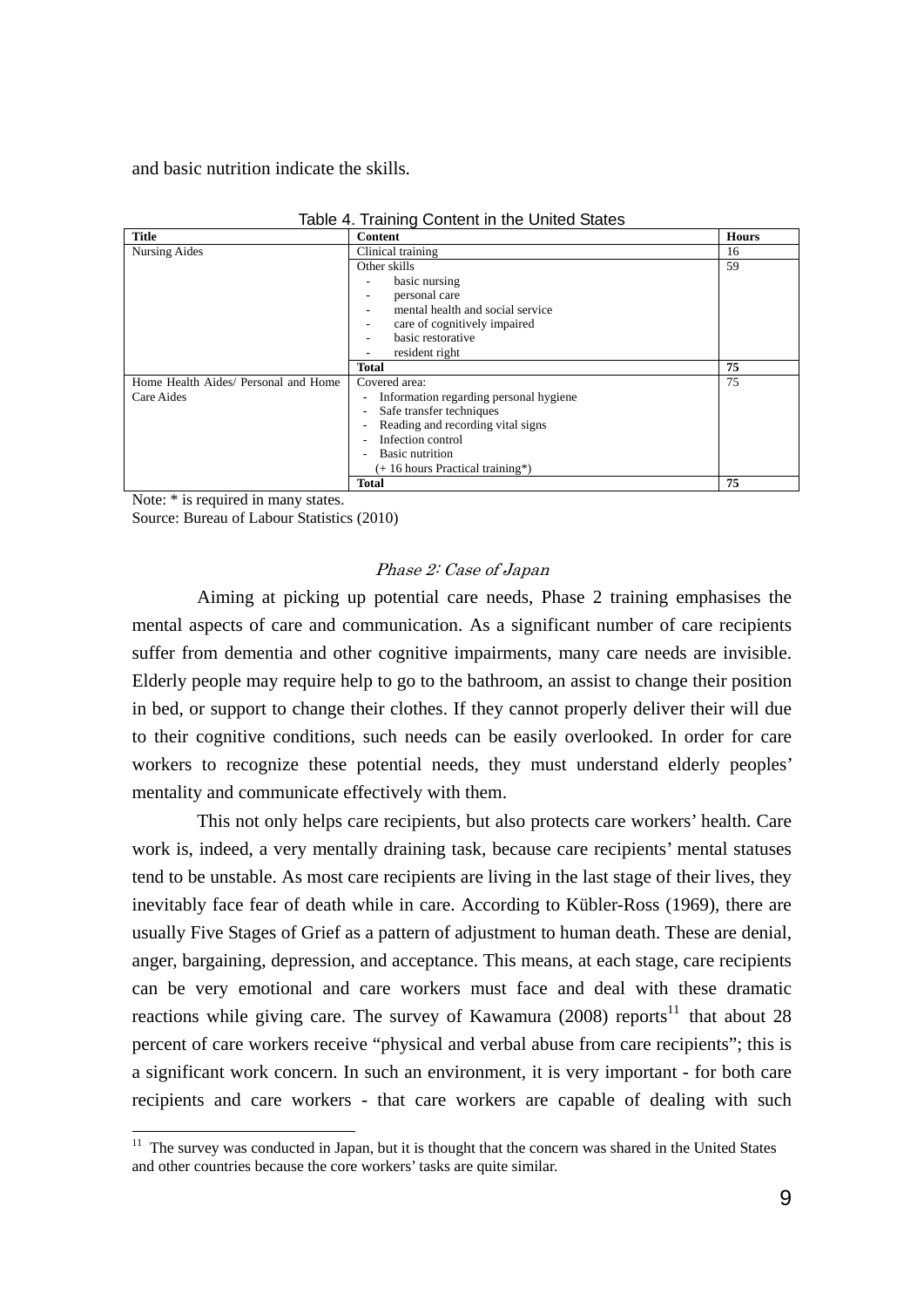and basic nutrition indicate the skills.

Table 4. Training Content in the United States

| Title | Content | Hours |
|---|---|---|
| Nursing Aides | Clinical training | 16 |
| | Other skills<br>- basic nursing<br>- personal care<br>- mental health and social service<br>- care of cognitively impaired<br>- basic restorative<br>- resident right | 59 |
| | **Total** | **75** |
| Home Health Aides/ Personal and Home Care Aides | Covered area:<br>- Information regarding personal hygiene<br>- Safe transfer techniques<br>- Reading and recording vital signs<br>- Infection control<br>- Basic nutrition<br>(+ 16 hours Practical training*) | 75 |
| | **Total** | **75** |

Note: * is required in many states.
Source: Bureau of Labour Statistics (2010)

*Phase 2: Case of Japan*

Aiming at picking up potential care needs, Phase 2 training emphasises the mental aspects of care and communication. As a significant number of care recipients suffer from dementia and other cognitive impairments, many care needs are invisible. Elderly people may require help to go to the bathroom, an assist to change their position in bed, or support to change their clothes. If they cannot properly deliver their will due to their cognitive conditions, such needs can be easily overlooked. In order for care workers to recognize these potential needs, they must understand elderly peoples' mentality and communicate effectively with them.

This not only helps care recipients, but also protects care workers' health. Care work is, indeed, a very mentally draining task, because care recipients' mental statuses tend to be unstable. As most care recipients are living in the last stage of their lives, they inevitably face fear of death while in care. According to Kübler-Ross (1969), there are usually Five Stages of Grief as a pattern of adjustment to human death. These are denial, anger, bargaining, depression, and acceptance. This means, at each stage, care recipients can be very emotional and care workers must face and deal with these dramatic reactions while giving care. The survey of Kawamura (2008) reports[11] that about 28 percent of care workers receive "physical and verbal abuse from care recipients"; this is a significant work concern. In such an environment, it is very important - for both care recipients and care workers - that care workers are capable of dealing with such

[11] The survey was conducted in Japan, but it is thought that the concern was shared in the United States and other countries because the core workers' tasks are quite similar.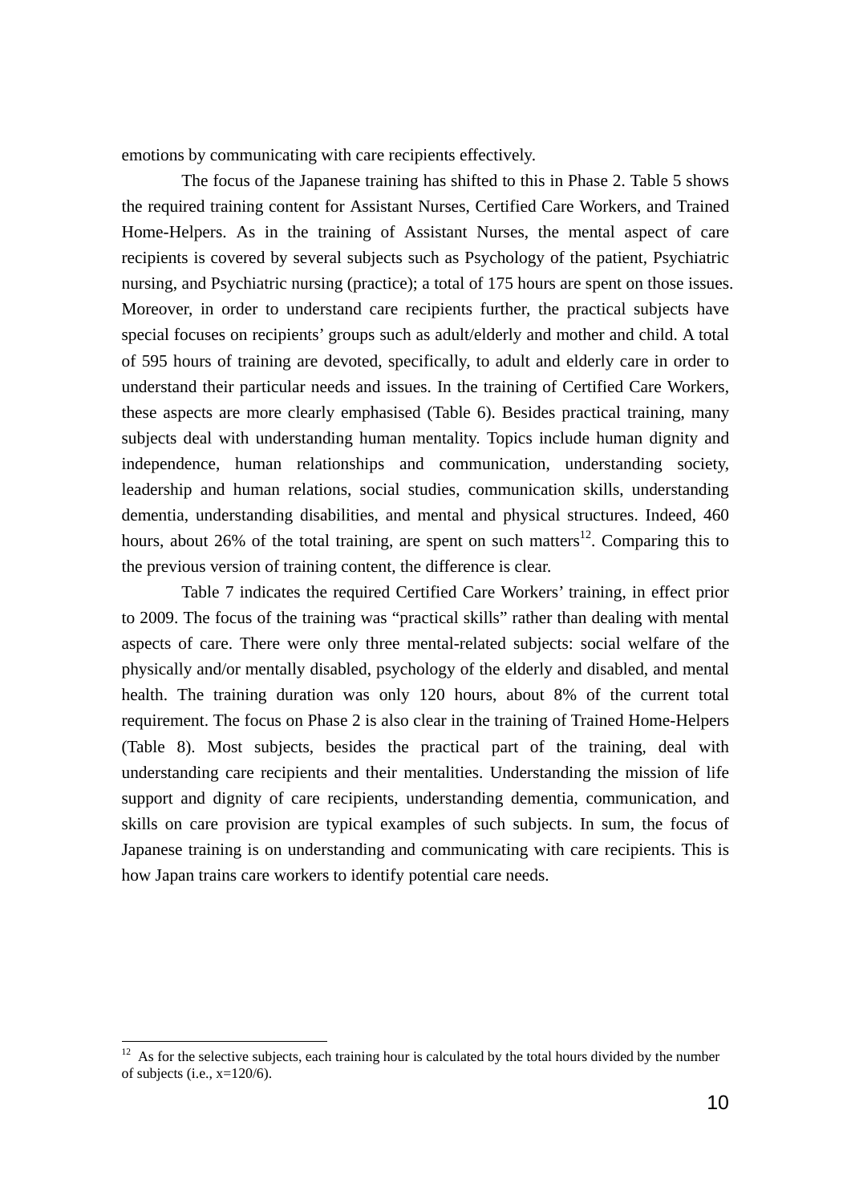emotions by communicating with care recipients effectively.

The focus of the Japanese training has shifted to this in Phase 2. Table 5 shows the required training content for Assistant Nurses, Certified Care Workers, and Trained Home-Helpers. As in the training of Assistant Nurses, the mental aspect of care recipients is covered by several subjects such as Psychology of the patient, Psychiatric nursing, and Psychiatric nursing (practice); a total of 175 hours are spent on those issues. Moreover, in order to understand care recipients further, the practical subjects have special focuses on recipients' groups such as adult/elderly and mother and child. A total of 595 hours of training are devoted, specifically, to adult and elderly care in order to understand their particular needs and issues. In the training of Certified Care Workers, these aspects are more clearly emphasised (Table 6). Besides practical training, many subjects deal with understanding human mentality. Topics include human dignity and independence, human relationships and communication, understanding society, leadership and human relations, social studies, communication skills, understanding dementia, understanding disabilities, and mental and physical structures. Indeed, 460 hours, about 26% of the total training, are spent on such matters[12]. Comparing this to the previous version of training content, the difference is clear.

Table 7 indicates the required Certified Care Workers' training, in effect prior to 2009. The focus of the training was "practical skills" rather than dealing with mental aspects of care. There were only three mental-related subjects: social welfare of the physically and/or mentally disabled, psychology of the elderly and disabled, and mental health. The training duration was only 120 hours, about 8% of the current total requirement. The focus on Phase 2 is also clear in the training of Trained Home-Helpers (Table 8). Most subjects, besides the practical part of the training, deal with understanding care recipients and their mentalities. Understanding the mission of life support and dignity of care recipients, understanding dementia, communication, and skills on care provision are typical examples of such subjects. In sum, the focus of Japanese training is on understanding and communicating with care recipients. This is how Japan trains care workers to identify potential care needs.

---

[12] As for the selective subjects, each training hour is calculated by the total hours divided by the number of subjects (i.e., x=120/6).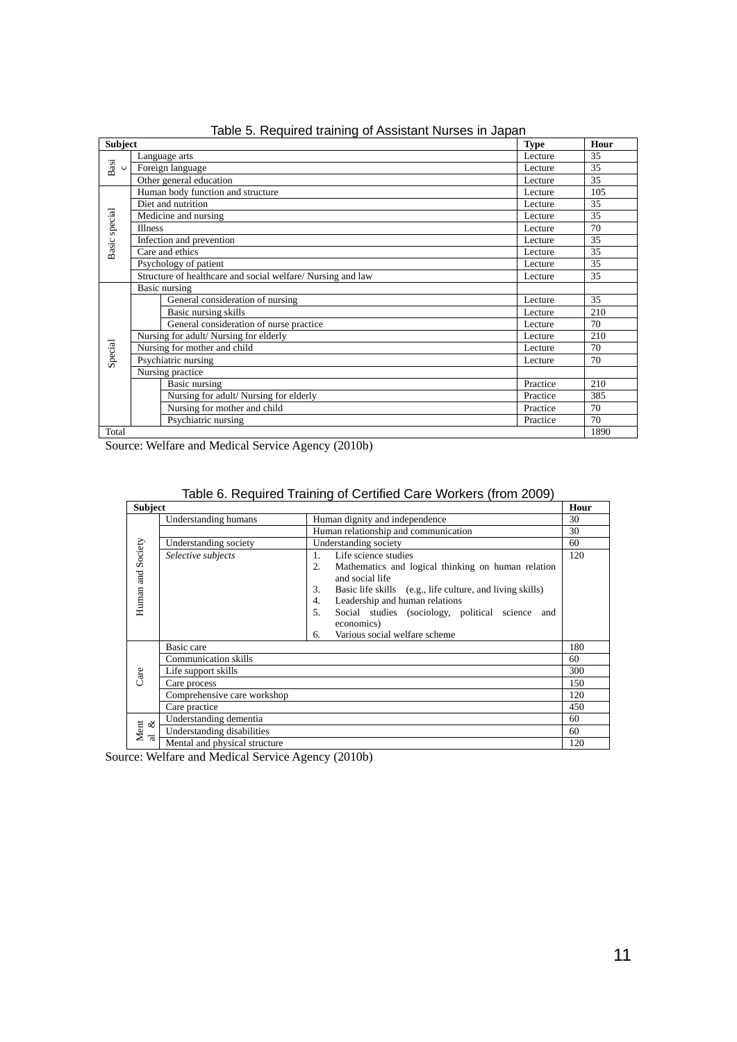Table 5. Required training of Assistant Nurses in Japan

| Subject | | | Type | Hour |
|---|---|---|---|---|
| Basic | Language arts | | Lecture | 35 |
| | Foreign language | | Lecture | 35 |
| | Other general education | | Lecture | 35 |
| Basic special | Human body function and structure | | Lecture | 105 |
| | Diet and nutrition | | Lecture | 35 |
| | Medicine and nursing | | Lecture | 35 |
| | Illness | | Lecture | 70 |
| | Infection and prevention | | Lecture | 35 |
| | Care and ethics | | Lecture | 35 |
| | Psychology of patient | | Lecture | 35 |
| | Structure of healthcare and social welfare/ Nursing and law | | Lecture | 35 |
| Special | Basic nursing | | | |
| | | General consideration of nursing | Lecture | 35 |
| | | Basic nursing skills | Lecture | 210 |
| | | General consideration of nurse practice | Lecture | 70 |
| | Nursing for adult/ Nursing for elderly | | Lecture | 210 |
| | Nursing for mother and child | | Lecture | 70 |
| | Psychiatric nursing | | Lecture | 70 |
| | Nursing practice | | | |
| | | Basic nursing | Practice | 210 |
| | | Nursing for adult/ Nursing for elderly | Practice | 385 |
| | | Nursing for mother and child | Practice | 70 |
| | | Psychiatric nursing | Practice | 70 |
| Total | | | | 1890 |

Source: Welfare and Medical Service Agency (2010b)

Table 6. Required Training of Certified Care Workers (from 2009)

| Subject | | | Hour |
|---|---|---|---|
| Human and Society | Understanding humans | Human dignity and independence | 30 |
| | | Human relationship and communication | 30 |
| | Understanding society | Understanding society | 60 |
| | *Selective subjects* | 1. Life science studies<br>2. Mathematics and logical thinking on human relation and social life<br>3. Basic life skills (e.g., life culture, and living skills)<br>4. Leadership and human relations<br>5. Social studies (sociology, political science and economics)<br>6. Various social welfare scheme | 120 |
| Care | Basic care | | 180 |
| | Communication skills | | 60 |
| | Life support skills | | 300 |
| | Care process | | 150 |
| | Comprehensive care workshop | | 120 |
| | Care practice | | 450 |
| Mental & | Understanding dementia | | 60 |
| | Understanding disabilities | | 60 |
| | Mental and physical structure | | 120 |

Source: Welfare and Medical Service Agency (2010b)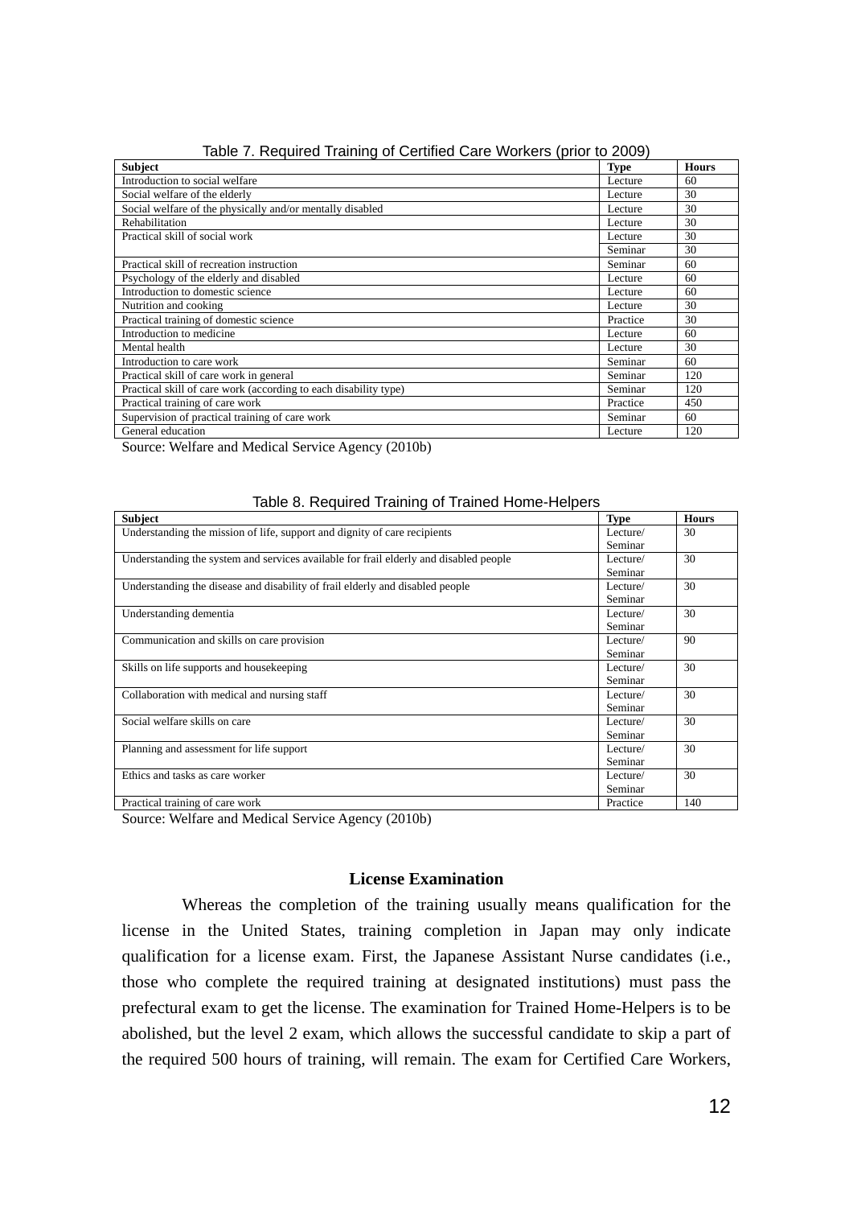Table 7. Required Training of Certified Care Workers (prior to 2009)

| Subject | Type | Hours |
|---|---|---|
| Introduction to social welfare | Lecture | 60 |
| Social welfare of the elderly | Lecture | 30 |
| Social welfare of the physically and/or mentally disabled | Lecture | 30 |
| Rehabilitation | Lecture | 30 |
| Practical skill of social work | Lecture | 30 |
| | Seminar | 30 |
| Practical skill of recreation instruction | Seminar | 60 |
| Psychology of the elderly and disabled | Lecture | 60 |
| Introduction to domestic science | Lecture | 60 |
| Nutrition and cooking | Lecture | 30 |
| Practical training of domestic science | Practice | 30 |
| Introduction to medicine | Lecture | 60 |
| Mental health | Lecture | 30 |
| Introduction to care work | Seminar | 60 |
| Practical skill of care work in general | Seminar | 120 |
| Practical skill of care work (according to each disability type) | Seminar | 120 |
| Practical training of care work | Practice | 450 |
| Supervision of practical training of care work | Seminar | 60 |
| General education | Lecture | 120 |

Source: Welfare and Medical Service Agency (2010b)

Table 8. Required Training of Trained Home-Helpers

| Subject | Type | Hours |
|---|---|---|
| Understanding the mission of life, support and dignity of care recipients | Lecture/ Seminar | 30 |
| Understanding the system and services available for frail elderly and disabled people | Lecture/ Seminar | 30 |
| Understanding the disease and disability of frail elderly and disabled people | Lecture/ Seminar | 30 |
| Understanding dementia | Lecture/ Seminar | 30 |
| Communication and skills on care provision | Lecture/ Seminar | 90 |
| Skills on life supports and housekeeping | Lecture/ Seminar | 30 |
| Collaboration with medical and nursing staff | Lecture/ Seminar | 30 |
| Social welfare skills on care | Lecture/ Seminar | 30 |
| Planning and assessment for life support | Lecture/ Seminar | 30 |
| Ethics and tasks as care worker | Lecture/ Seminar | 30 |
| Practical training of care work | Practice | 140 |

Source: Welfare and Medical Service Agency (2010b)

### License Examination

Whereas the completion of the training usually means qualification for the license in the United States, training completion in Japan may only indicate qualification for a license exam. First, the Japanese Assistant Nurse candidates (i.e., those who complete the required training at designated institutions) must pass the prefectural exam to get the license. The examination for Trained Home-Helpers is to be abolished, but the level 2 exam, which allows the successful candidate to skip a part of the required 500 hours of training, will remain. The exam for Certified Care Workers,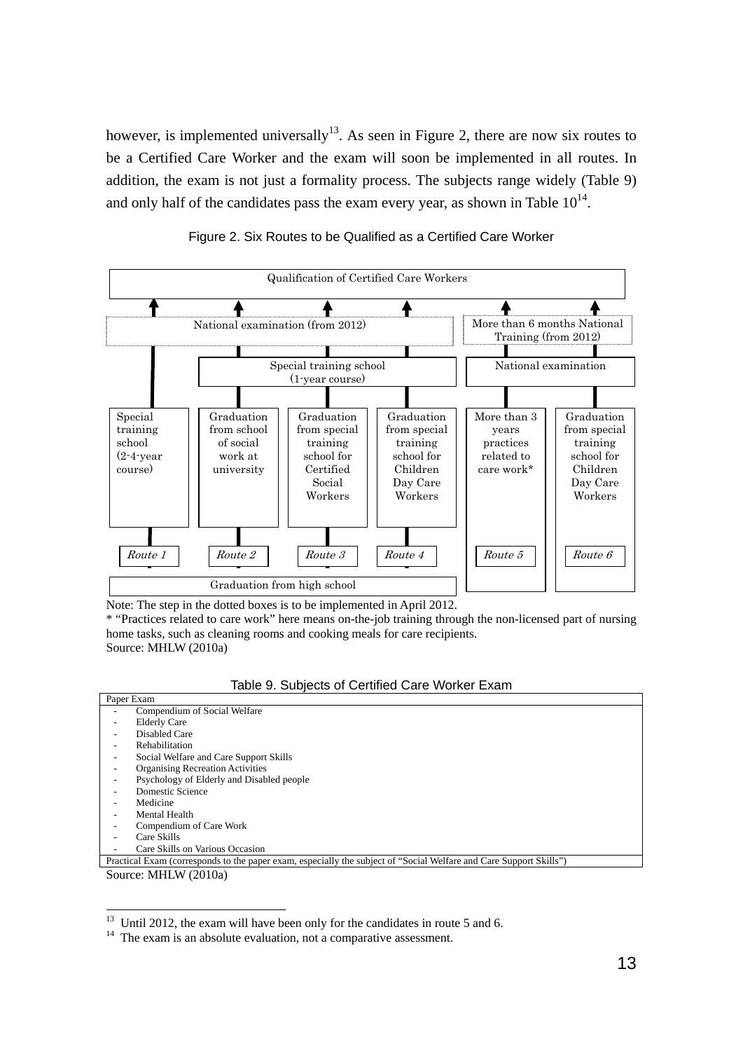however, is implemented universally[13]. As seen in Figure 2, there are now six routes to be a Certified Care Worker and the exam will soon be implemented in all routes. In addition, the exam is not just a formality process. The subjects range widely (Table 9) and only half of the candidates pass the exam every year, as shown in Table 10[14].

Figure 2. Six Routes to be Qualified as a Certified Care Worker

Qualification of Certified Care Workers

National examination (from 2012)

More than 6 months National Training (from 2012)

Special training school (1-year course)

National examination

| Route 1 | Route 2 | Route 3 | Route 4 | Route 5 | Route 6 |
|---|---|---|---|---|---|
| Special training school (2-4-year course) | Graduation from school of social work at university | Graduation from special training school for Certified Social Workers | Graduation from special training school for Children Day Care Workers | More than 3 years practices related to care work* | Graduation from special training school for Children Day Care Workers |

Graduation from high school

Note: The step in the dotted boxes is to be implemented in April 2012.
* "Practices related to care work" here means on-the-job training through the non-licensed part of nursing home tasks, such as cleaning rooms and cooking meals for care recipients.
Source: MHLW (2010a)

Table 9. Subjects of Certified Care Worker Exam

| Paper Exam |
|---|
| - Compendium of Social Welfare |
| - Elderly Care |
| - Disabled Care |
| - Rehabilitation |
| - Social Welfare and Care Support Skills |
| - Organising Recreation Activities |
| - Psychology of Elderly and Disabled people |
| - Domestic Science |
| - Medicine |
| - Mental Health |
| - Compendium of Care Work |
| - Care Skills |
| - Care Skills on Various Occasion |
| Practical Exam (corresponds to the paper exam, especially the subject of "Social Welfare and Care Support Skills") |

Source: MHLW (2010a)

[13] Until 2012, the exam will have been only for the candidates in route 5 and 6.
[14] The exam is an absolute evaluation, not a comparative assessment.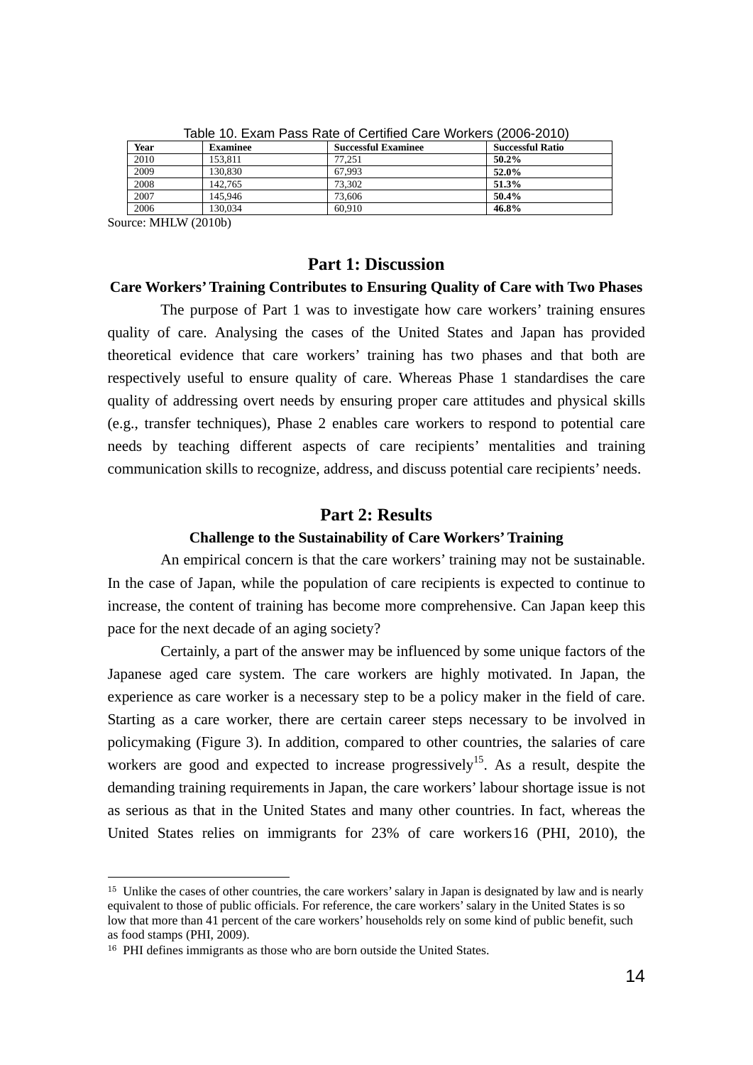Table 10. Exam Pass Rate of Certified Care Workers (2006-2010)

| Year | Examinee | Successful Examinee | Successful Ratio |
|---|---|---|---|
| 2010 | 153,811 | 77,251 | **50.2%** |
| 2009 | 130,830 | 67,993 | **52.0%** |
| 2008 | 142,765 | 73,302 | **51.3%** |
| 2007 | 145,946 | 73,606 | **50.4%** |
| 2006 | 130,034 | 60,910 | **46.8%** |

Source: MHLW (2010b)

## Part 1: Discussion

### Care Workers' Training Contributes to Ensuring Quality of Care with Two Phases

The purpose of Part 1 was to investigate how care workers' training ensures quality of care. Analysing the cases of the United States and Japan has provided theoretical evidence that care workers' training has two phases and that both are respectively useful to ensure quality of care. Whereas Phase 1 standardises the care quality of addressing overt needs by ensuring proper care attitudes and physical skills (e.g., transfer techniques), Phase 2 enables care workers to respond to potential care needs by teaching different aspects of care recipients' mentalities and training communication skills to recognize, address, and discuss potential care recipients' needs.

## Part 2: Results

### Challenge to the Sustainability of Care Workers' Training

An empirical concern is that the care workers' training may not be sustainable. In the case of Japan, while the population of care recipients is expected to continue to increase, the content of training has become more comprehensive. Can Japan keep this pace for the next decade of an aging society?

Certainly, a part of the answer may be influenced by some unique factors of the Japanese aged care system. The care workers are highly motivated. In Japan, the experience as care worker is a necessary step to be a policy maker in the field of care. Starting as a care worker, there are certain career steps necessary to be involved in policymaking (Figure 3). In addition, compared to other countries, the salaries of care workers are good and expected to increase progressively[15]. As a result, despite the demanding training requirements in Japan, the care workers' labour shortage issue is not as serious as that in the United States and many other countries. In fact, whereas the United States relies on immigrants for 23% of care workers[16] (PHI, 2010), the

---

[15] Unlike the cases of other countries, the care workers' salary in Japan is designated by law and is nearly equivalent to those of public officials. For reference, the care workers' salary in the United States is so low that more than 41 percent of the care workers' households rely on some kind of public benefit, such as food stamps (PHI, 2009).

[16] PHI defines immigrants as those who are born outside the United States.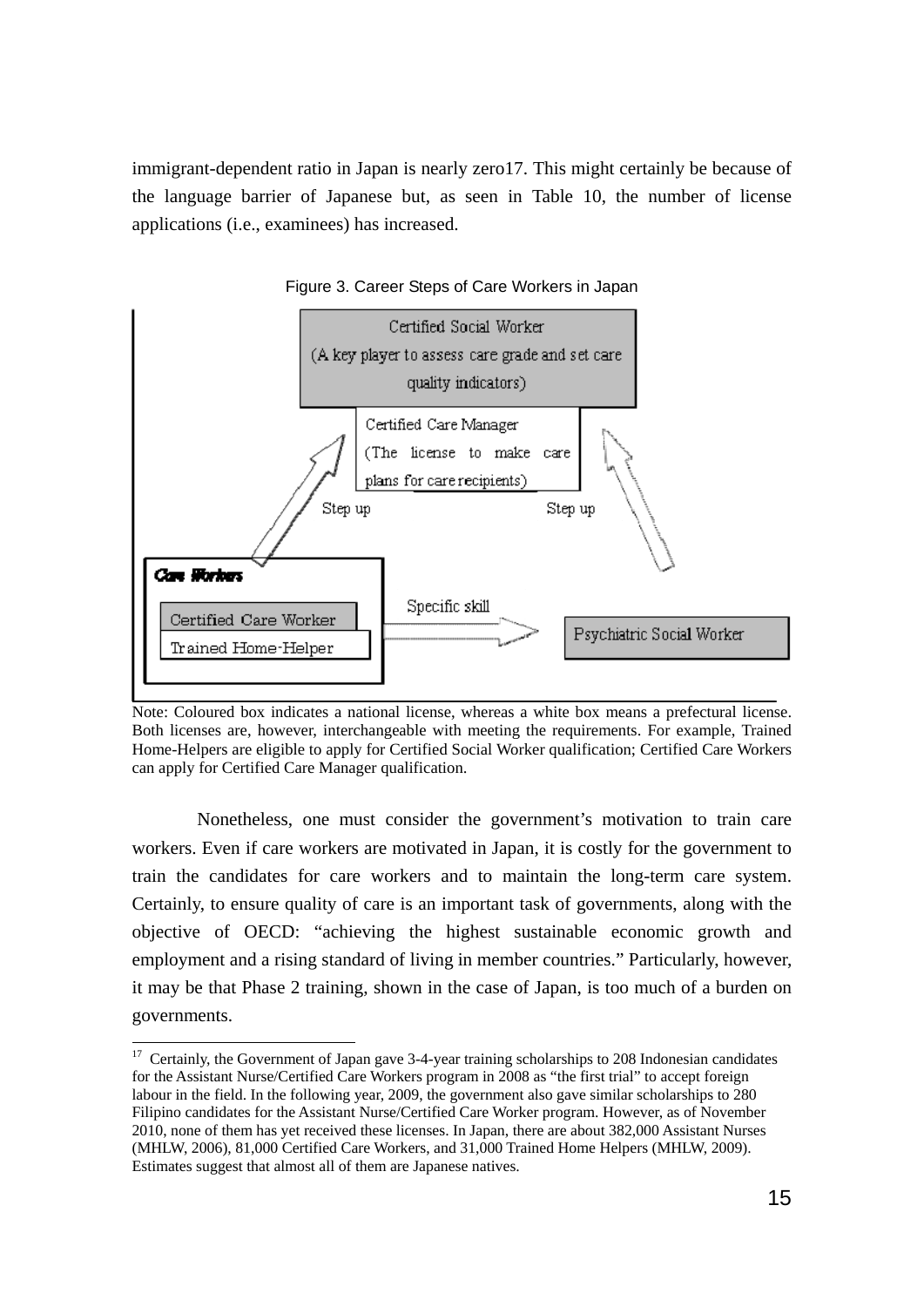immigrant-dependent ratio in Japan is nearly zero[17]. This might certainly be because of the language barrier of Japanese but, as seen in Table 10, the number of license applications (i.e., examinees) has increased.

Figure 3. Career Steps of Care Workers in Japan

Certified Social Worker
(A key player to assess care grade and set care quality indicators)

Certified Care Manager
(The license to make care plans for care recipients)

Step up

Step up

*Care Workers*

Certified Care Worker

Trained Home-Helper

Specific skill

Psychiatric Social Worker

Note: Coloured box indicates a national license, whereas a white box means a prefectural license. Both licenses are, however, interchangeable with meeting the requirements. For example, Trained Home-Helpers are eligible to apply for Certified Social Worker qualification; Certified Care Workers can apply for Certified Care Manager qualification.

Nonetheless, one must consider the government's motivation to train care workers. Even if care workers are motivated in Japan, it is costly for the government to train the candidates for care workers and to maintain the long-term care system. Certainly, to ensure quality of care is an important task of governments, along with the objective of OECD: "achieving the highest sustainable economic growth and employment and a rising standard of living in member countries." Particularly, however, it may be that Phase 2 training, shown in the case of Japan, is too much of a burden on governments.

---

[17] Certainly, the Government of Japan gave 3-4-year training scholarships to 208 Indonesian candidates for the Assistant Nurse/Certified Care Workers program in 2008 as "the first trial" to accept foreign labour in the field. In the following year, 2009, the government also gave similar scholarships to 280 Filipino candidates for the Assistant Nurse/Certified Care Worker program. However, as of November 2010, none of them has yet received these licenses. In Japan, there are about 382,000 Assistant Nurses (MHLW, 2006), 81,000 Certified Care Workers, and 31,000 Trained Home Helpers (MHLW, 2009). Estimates suggest that almost all of them are Japanese natives.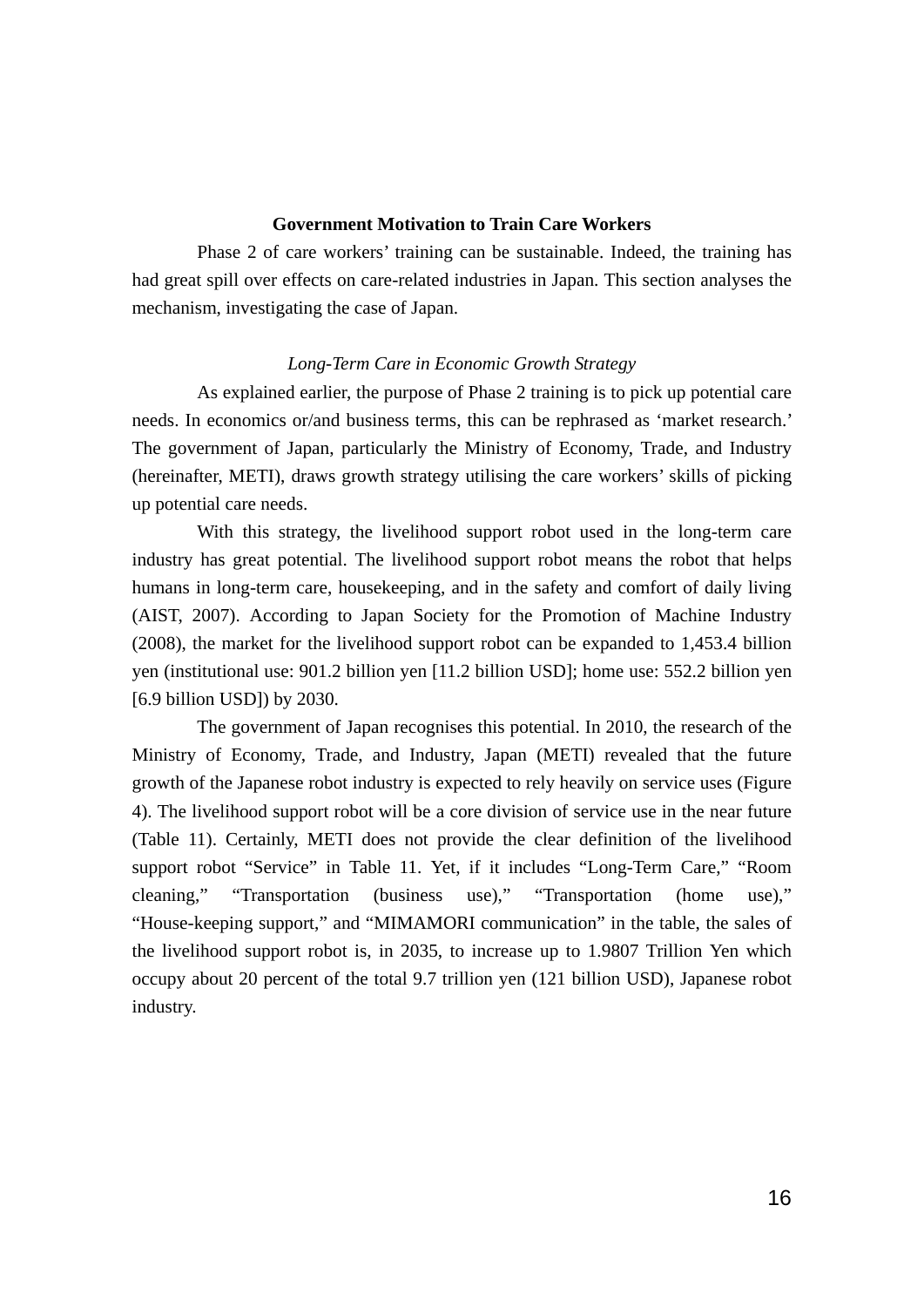## Government Motivation to Train Care Workers

Phase 2 of care workers' training can be sustainable. Indeed, the training has had great spill over effects on care-related industries in Japan. This section analyses the mechanism, investigating the case of Japan.

### *Long-Term Care in Economic Growth Strategy*

As explained earlier, the purpose of Phase 2 training is to pick up potential care needs. In economics or/and business terms, this can be rephrased as 'market research.' The government of Japan, particularly the Ministry of Economy, Trade, and Industry (hereinafter, METI), draws growth strategy utilising the care workers' skills of picking up potential care needs.

With this strategy, the livelihood support robot used in the long-term care industry has great potential. The livelihood support robot means the robot that helps humans in long-term care, housekeeping, and in the safety and comfort of daily living (AIST, 2007). According to Japan Society for the Promotion of Machine Industry (2008), the market for the livelihood support robot can be expanded to 1,453.4 billion yen (institutional use: 901.2 billion yen [11.2 billion USD]; home use: 552.2 billion yen [6.9 billion USD]) by 2030.

The government of Japan recognises this potential. In 2010, the research of the Ministry of Economy, Trade, and Industry, Japan (METI) revealed that the future growth of the Japanese robot industry is expected to rely heavily on service uses (Figure 4). The livelihood support robot will be a core division of service use in the near future (Table 11). Certainly, METI does not provide the clear definition of the livelihood support robot "Service" in Table 11. Yet, if it includes "Long-Term Care," "Room cleaning," "Transportation (business use)," "Transportation (home use)," "House-keeping support," and "MIMAMORI communication" in the table, the sales of the livelihood support robot is, in 2035, to increase up to 1.9807 Trillion Yen which occupy about 20 percent of the total 9.7 trillion yen (121 billion USD), Japanese robot industry.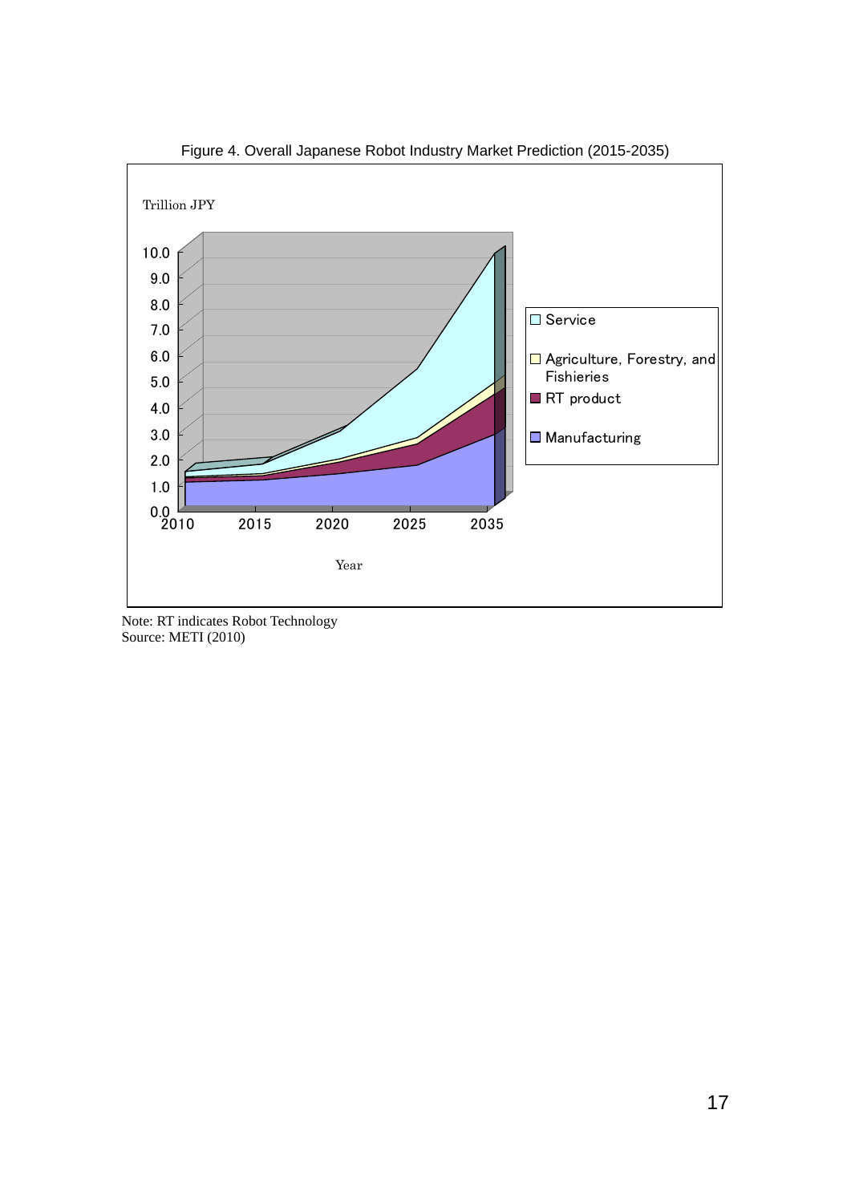Figure 4. Overall Japanese Robot Industry Market Prediction (2015-2035)

Note: RT indicates Robot Technology
Source: METI (2010)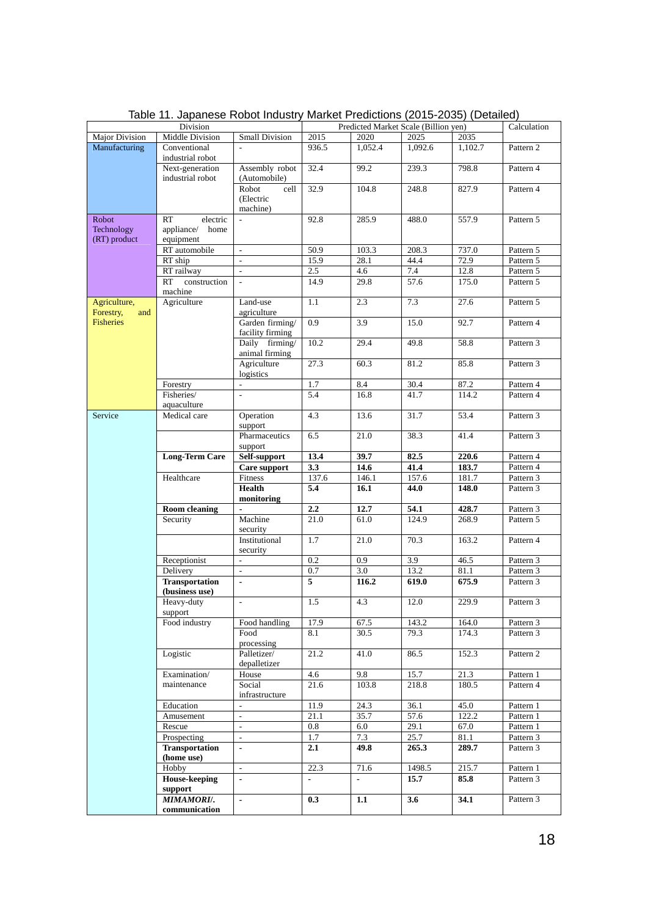Table 11. Japanese Robot Industry Market Predictions (2015-2035) (Detailed)

| Division | | | Predicted Market Scale (Billion yen) | | | | Calculation |
|---|---|---|---|---|---|---|---|
| Major Division | Middle Division | Small Division | 2015 | 2020 | 2025 | 2035 | |
| Manufacturing | Conventional industrial robot | - | 936.5 | 1,052.4 | 1,092.6 | 1,102.7 | Pattern 2 |
| | Next-generation industrial robot | Assembly robot (Automobile) | 32.4 | 99.2 | 239.3 | 798.8 | Pattern 4 |
| | | Robot cell (Electric machine) | 32.9 | 104.8 | 248.8 | 827.9 | Pattern 4 |
| Robot Technology (RT) product | RT electric appliance/ home equipment | - | 92.8 | 285.9 | 488.0 | 557.9 | Pattern 5 |
| | RT automobile | - | 50.9 | 103.3 | 208.3 | 737.0 | Pattern 5 |
| | RT ship | - | 15.9 | 28.1 | 44.4 | 72.9 | Pattern 5 |
| | RT railway | - | 2.5 | 4.6 | 7.4 | 12.8 | Pattern 5 |
| | RT construction machine | - | 14.9 | 29.8 | 57.6 | 175.0 | Pattern 5 |
| Agriculture, Forestry, and Fisheries | Agriculture | Land-use agriculture | 1.1 | 2.3 | 7.3 | 27.6 | Pattern 5 |
| | | Garden firming/ facility firming | 0.9 | 3.9 | 15.0 | 92.7 | Pattern 4 |
| | | Daily firming/ animal firming | 10.2 | 29.4 | 49.8 | 58.8 | Pattern 3 |
| | | Agriculture logistics | 27.3 | 60.3 | 81.2 | 85.8 | Pattern 3 |
| | Forestry | - | 1.7 | 8.4 | 30.4 | 87.2 | Pattern 4 |
| | Fisheries/ aquaculture | - | 5.4 | 16.8 | 41.7 | 114.2 | Pattern 4 |
| Service | Medical care | Operation support | 4.3 | 13.6 | 31.7 | 53.4 | Pattern 3 |
| | | Pharmaceutics support | 6.5 | 21.0 | 38.3 | 41.4 | Pattern 3 |
| | **Long-Term Care** | **Self-support** | **13.4** | **39.7** | **82.5** | **220.6** | Pattern 4 |
| | | **Care support** | **3.3** | **14.6** | **41.4** | **183.7** | Pattern 4 |
| | Healthcare | Fitness | 137.6 | 146.1 | 157.6 | 181.7 | Pattern 3 |
| | | **Health monitoring** | **5.4** | **16.1** | **44.0** | **148.0** | Pattern 3 |
| | **Room cleaning** | - | **2.2** | **12.7** | **54.1** | **428.7** | Pattern 3 |
| | Security | Machine security | 21.0 | 61.0 | 124.9 | 268.9 | Pattern 5 |
| | | Institutional security | 1.7 | 21.0 | 70.3 | 163.2 | Pattern 4 |
| | Receptionist | - | 0.2 | 0.9 | 3.9 | 46.5 | Pattern 3 |
| | Delivery | - | 0.7 | 3.0 | 13.2 | 81.1 | Pattern 3 |
| | **Transportation (business use)** | - | **5** | **116.2** | **619.0** | **675.9** | Pattern 3 |
| | Heavy-duty support | - | 1.5 | 4.3 | 12.0 | 229.9 | Pattern 3 |
| | Food industry | Food handling | 17.9 | 67.5 | 143.2 | 164.0 | Pattern 3 |
| | | Food processing | 8.1 | 30.5 | 79.3 | 174.3 | Pattern 3 |
| | Logistic | Palletizer/ depalletizer | 21.2 | 41.0 | 86.5 | 152.3 | Pattern 2 |
| | Examination/ maintenance | House | 4.6 | 9.8 | 15.7 | 21.3 | Pattern 1 |
| | | Social infrastructure | 21.6 | 103.8 | 218.8 | 180.5 | Pattern 4 |
| | Education | - | 11.9 | 24.3 | 36.1 | 45.0 | Pattern 1 |
| | Amusement | - | 21.1 | 35.7 | 57.6 | 122.2 | Pattern 1 |
| | Rescue | - | 0.8 | 6.0 | 29.1 | 67.0 | Pattern 1 |
| | Prospecting | - | 1.7 | 7.3 | 25.7 | 81.1 | Pattern 3 |
| | **Transportation (home use)** | - | **2.1** | **49.8** | **265.3** | **289.7** | Pattern 3 |
| | Hobby | - | 22.3 | 71.6 | 1498.5 | 215.7 | Pattern 1 |
| | **House-keeping support** | - | - | - | **15.7** | **85.8** | Pattern 3 |
| | ***MIMAMORI/.* communication** | - | **0.3** | **1.1** | **3.6** | **34.1** | Pattern 3 |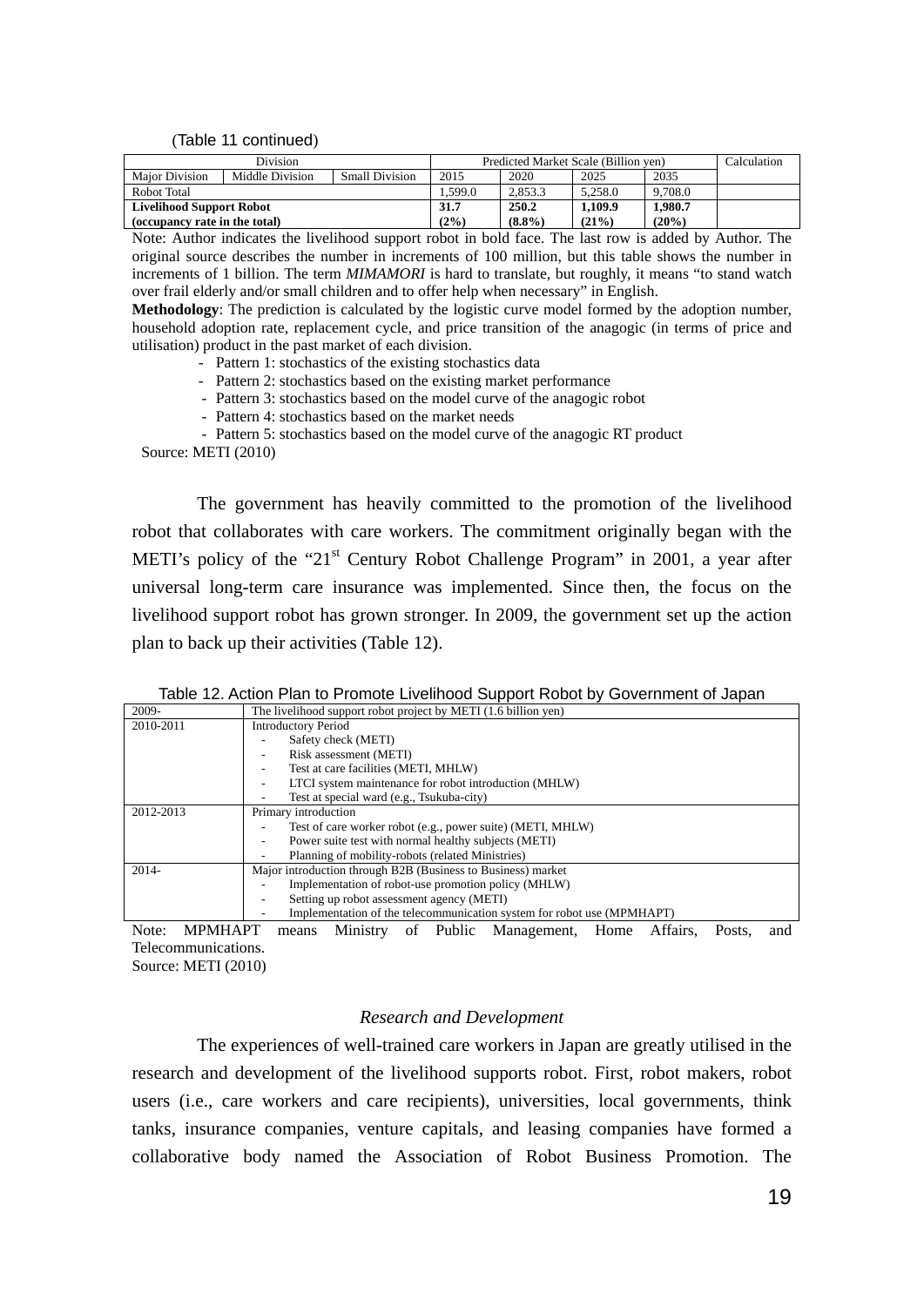(Table 11 continued)

| Division | | | Predicted Market Scale (Billion yen) | | | | Calculation |
|---|---|---|---|---|---|---|---|
| Major Division | Middle Division | Small Division | 2015 | 2020 | 2025 | 2035 | |
| Robot Total | | | 1,599.0 | 2,853.3 | 5,258.0 | 9,708.0 | |
| **Livelihood Support Robot (occupancy rate in the total)** | | | **31.7 (2%)** | **250.2 (8.8%)** | **1,109.9 (21%)** | **1,980.7 (20%)** | |

Note: Author indicates the livelihood support robot in bold face. The last row is added by Author. The original source describes the number in increments of 100 million, but this table shows the number in increments of 1 billion. The term *MIMAMORI* is hard to translate, but roughly, it means "to stand watch over frail elderly and/or small children and to offer help when necessary" in English.

**Methodology**: The prediction is calculated by the logistic curve model formed by the adoption number, household adoption rate, replacement cycle, and price transition of the anagogic (in terms of price and utilisation) product in the past market of each division.

- Pattern 1: stochastics of the existing stochastics data
- Pattern 2: stochastics based on the existing market performance
- Pattern 3: stochastics based on the model curve of the anagogic robot
- Pattern 4: stochastics based on the market needs
- Pattern 5: stochastics based on the model curve of the anagogic RT product

Source: METI (2010)

The government has heavily committed to the promotion of the livelihood robot that collaborates with care workers. The commitment originally began with the METI's policy of the "21st Century Robot Challenge Program" in 2001, a year after universal long-term care insurance was implemented. Since then, the focus on the livelihood support robot has grown stronger. In 2009, the government set up the action plan to back up their activities (Table 12).

Table 12. Action Plan to Promote Livelihood Support Robot by Government of Japan

| 2009- | The livelihood support robot project by METI (1.6 billion yen) |
|---|---|
| 2010-2011 | Introductory Period<br>- Safety check (METI)<br>- Risk assessment (METI)<br>- Test at care facilities (METI, MHLW)<br>- LTCI system maintenance for robot introduction (MHLW)<br>- Test at special ward (e.g., Tsukuba-city) |
| 2012-2013 | Primary introduction<br>- Test of care worker robot (e.g., power suite) (METI, MHLW)<br>- Power suite test with normal healthy subjects (METI)<br>- Planning of mobility-robots (related Ministries) |
| 2014- | Major introduction through B2B (Business to Business) market<br>- Implementation of robot-use promotion policy (MHLW)<br>- Setting up robot assessment agency (METI)<br>- Implementation of the telecommunication system for robot use (MPMHAPT) |

Note: MPMHAPT means Ministry of Public Management, Home Affairs, Posts, and Telecommunications.
Source: METI (2010)

### *Research and Development*

The experiences of well-trained care workers in Japan are greatly utilised in the research and development of the livelihood supports robot. First, robot makers, robot users (i.e., care workers and care recipients), universities, local governments, think tanks, insurance companies, venture capitals, and leasing companies have formed a collaborative body named the Association of Robot Business Promotion. The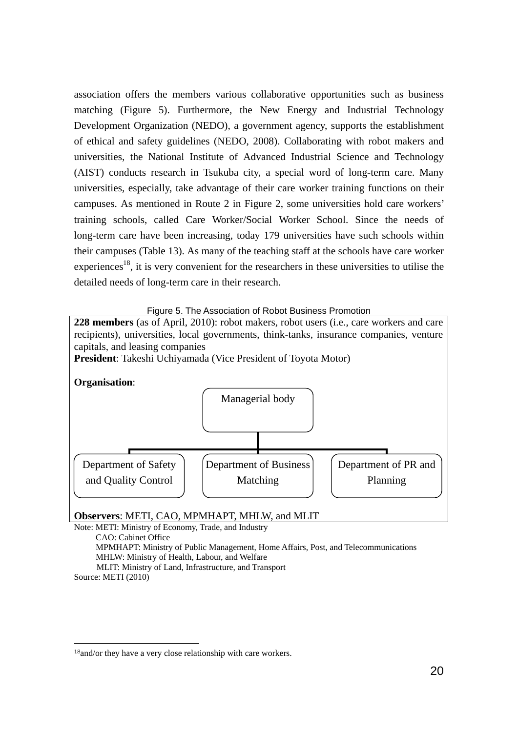association offers the members various collaborative opportunities such as business matching (Figure 5). Furthermore, the New Energy and Industrial Technology Development Organization (NEDO), a government agency, supports the establishment of ethical and safety guidelines (NEDO, 2008). Collaborating with robot makers and universities, the National Institute of Advanced Industrial Science and Technology (AIST) conducts research in Tsukuba city, a special word of long-term care. Many universities, especially, take advantage of their care worker training functions on their campuses. As mentioned in Route 2 in Figure 2, some universities hold care workers' training schools, called Care Worker/Social Worker School. Since the needs of long-term care have been increasing, today 179 universities have such schools within their campuses (Table 13). As many of the teaching staff at the schools have care worker experiences[18], it is very convenient for the researchers in these universities to utilise the detailed needs of long-term care in their research.

Figure 5. The Association of Robot Business Promotion

**228 members** (as of April, 2010): robot makers, robot users (i.e., care workers and care recipients), universities, local governments, think-tanks, insurance companies, venture capitals, and leasing companies

**President**: Takeshi Uchiyamada (Vice President of Toyota Motor)

**Organisation**:

- Managerial body
  - Department of Safety and Quality Control
  - Department of Business Matching
  - Department of PR and Planning

**Observers**: METI, CAO, MPMHAPT, MHLW, and MLIT

Note: METI: Ministry of Economy, Trade, and Industry
CAO: Cabinet Office
MPMHAPT: Ministry of Public Management, Home Affairs, Post, and Telecommunications
MHLW: Ministry of Health, Labour, and Welfare
MLIT: Ministry of Land, Infrastructure, and Transport

Source: METI (2010)

[18] and/or they have a very close relationship with care workers.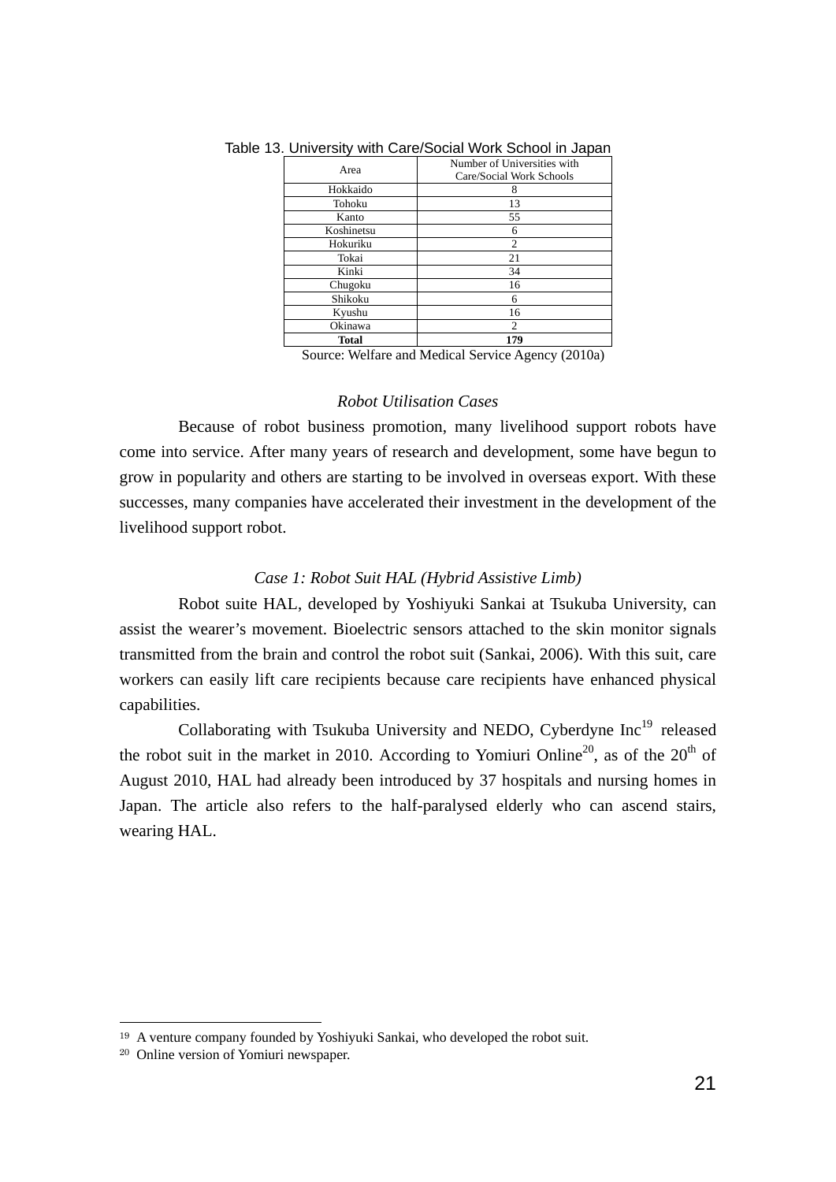Table 13. University with Care/Social Work School in Japan

| Area | Number of Universities with Care/Social Work Schools |
|---|---|
| Hokkaido | 8 |
| Tohoku | 13 |
| Kanto | 55 |
| Koshinetsu | 6 |
| Hokuriku | 2 |
| Tokai | 21 |
| Kinki | 34 |
| Chugoku | 16 |
| Shikoku | 6 |
| Kyushu | 16 |
| Okinawa | 2 |
| **Total** | **179** |

Source: Welfare and Medical Service Agency (2010a)

*Robot Utilisation Cases*

Because of robot business promotion, many livelihood support robots have come into service. After many years of research and development, some have begun to grow in popularity and others are starting to be involved in overseas export. With these successes, many companies have accelerated their investment in the development of the livelihood support robot.

*Case 1: Robot Suit HAL (Hybrid Assistive Limb)*

Robot suite HAL, developed by Yoshiyuki Sankai at Tsukuba University, can assist the wearer's movement. Bioelectric sensors attached to the skin monitor signals transmitted from the brain and control the robot suit (Sankai, 2006). With this suit, care workers can easily lift care recipients because care recipients have enhanced physical capabilities.

Collaborating with Tsukuba University and NEDO, Cyberdyne Inc[19] released the robot suit in the market in 2010. According to Yomiuri Online[20], as of the 20th of August 2010, HAL had already been introduced by 37 hospitals and nursing homes in Japan. The article also refers to the half-paralysed elderly who can ascend stairs, wearing HAL.

---

19 A venture company founded by Yoshiyuki Sankai, who developed the robot suit.

20 Online version of Yomiuri newspaper.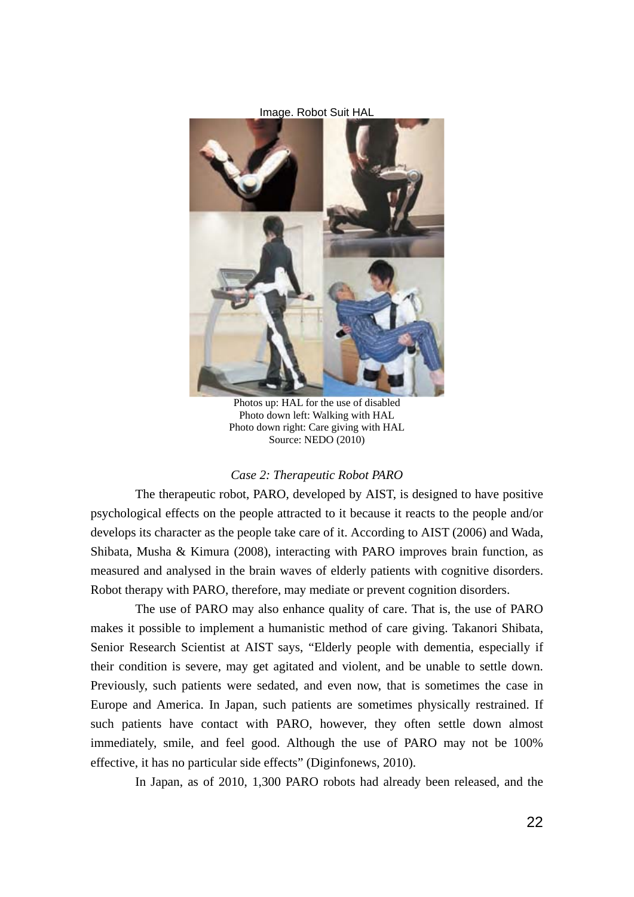Image. Robot Suit HAL

Photos up: HAL for the use of disabled
Photo down left: Walking with HAL
Photo down right: Care giving with HAL
Source: NEDO (2010)

*Case 2: Therapeutic Robot PARO*

The therapeutic robot, PARO, developed by AIST, is designed to have positive psychological effects on the people attracted to it because it reacts to the people and/or develops its character as the people take care of it. According to AIST (2006) and Wada, Shibata, Musha & Kimura (2008), interacting with PARO improves brain function, as measured and analysed in the brain waves of elderly patients with cognitive disorders. Robot therapy with PARO, therefore, may mediate or prevent cognition disorders.

The use of PARO may also enhance quality of care. That is, the use of PARO makes it possible to implement a humanistic method of care giving. Takanori Shibata, Senior Research Scientist at AIST says, "Elderly people with dementia, especially if their condition is severe, may get agitated and violent, and be unable to settle down. Previously, such patients were sedated, and even now, that is sometimes the case in Europe and America. In Japan, such patients are sometimes physically restrained. If such patients have contact with PARO, however, they often settle down almost immediately, smile, and feel good. Although the use of PARO may not be 100% effective, it has no particular side effects" (Diginfonews, 2010).

In Japan, as of 2010, 1,300 PARO robots had already been released, and the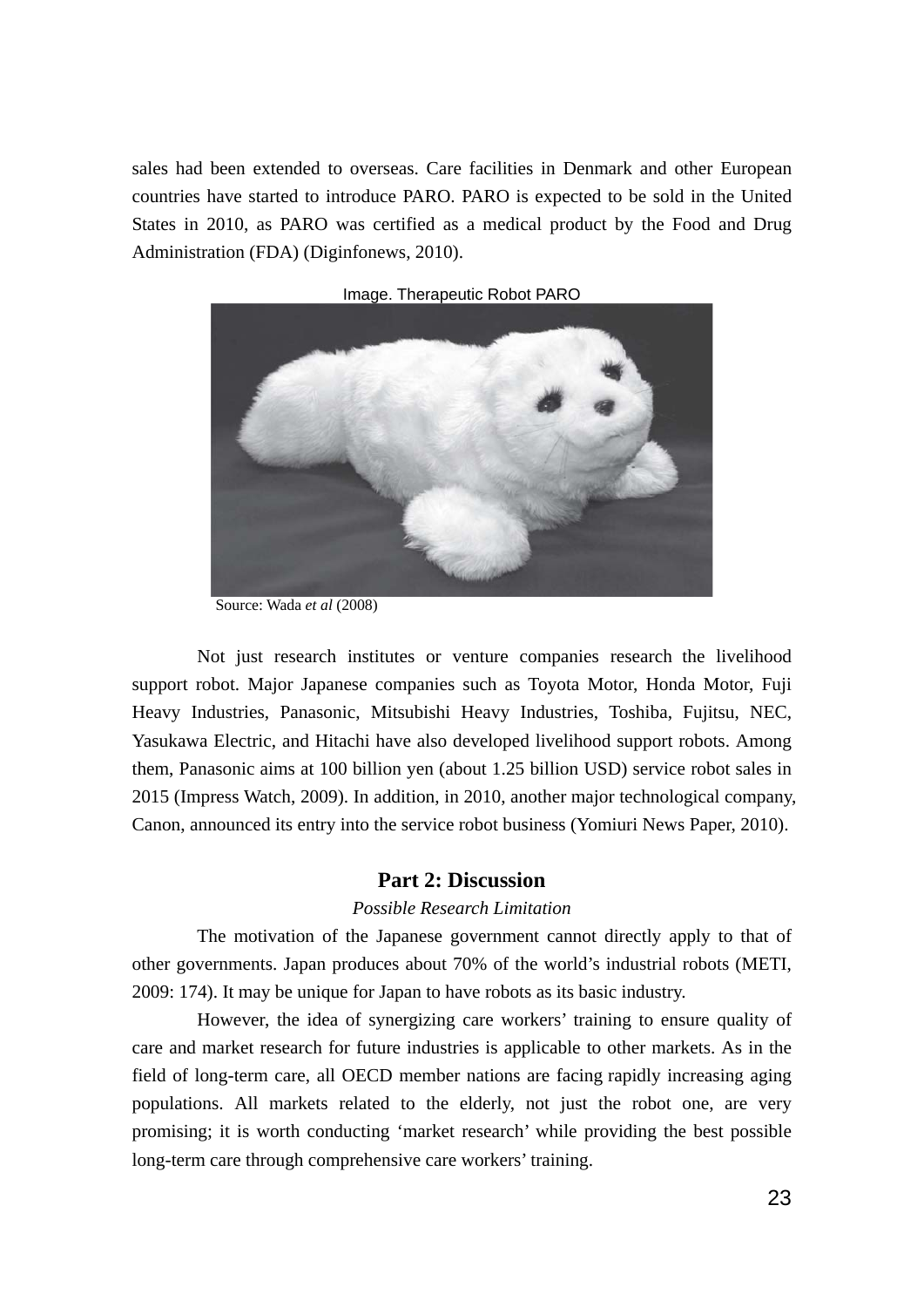sales had been extended to overseas. Care facilities in Denmark and other European countries have started to introduce PARO. PARO is expected to be sold in the United States in 2010, as PARO was certified as a medical product by the Food and Drug Administration (FDA) (Diginfonews, 2010).

Image. Therapeutic Robot PARO

Source: Wada *et al* (2008)

Not just research institutes or venture companies research the livelihood support robot. Major Japanese companies such as Toyota Motor, Honda Motor, Fuji Heavy Industries, Panasonic, Mitsubishi Heavy Industries, Toshiba, Fujitsu, NEC, Yasukawa Electric, and Hitachi have also developed livelihood support robots. Among them, Panasonic aims at 100 billion yen (about 1.25 billion USD) service robot sales in 2015 (Impress Watch, 2009). In addition, in 2010, another major technological company, Canon, announced its entry into the service robot business (Yomiuri News Paper, 2010).

## Part 2: Discussion

### *Possible Research Limitation*

The motivation of the Japanese government cannot directly apply to that of other governments. Japan produces about 70% of the world's industrial robots (METI, 2009: 174). It may be unique for Japan to have robots as its basic industry.

However, the idea of synergizing care workers' training to ensure quality of care and market research for future industries is applicable to other markets. As in the field of long-term care, all OECD member nations are facing rapidly increasing aging populations. All markets related to the elderly, not just the robot one, are very promising; it is worth conducting 'market research' while providing the best possible long-term care through comprehensive care workers' training.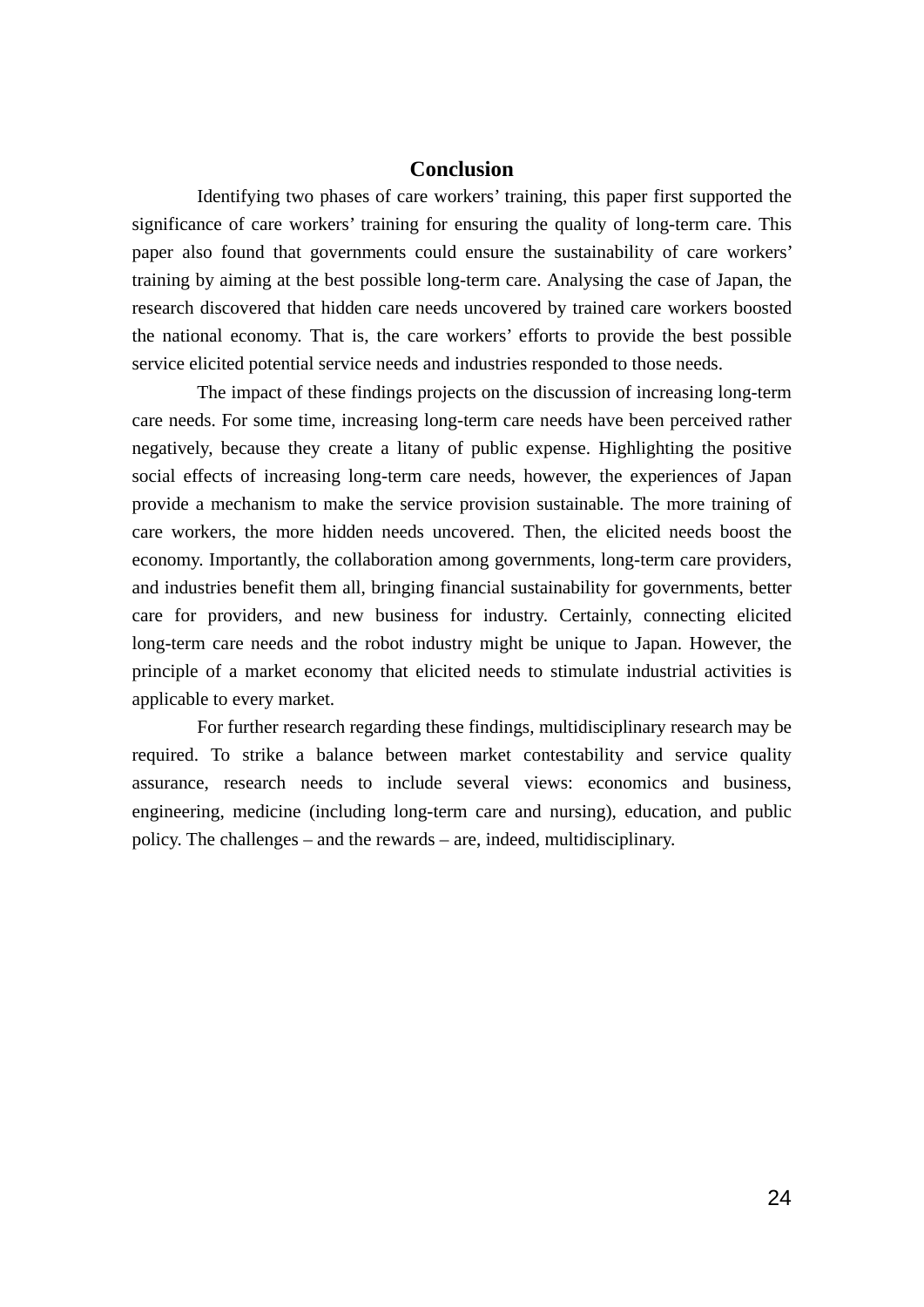## Conclusion

Identifying two phases of care workers' training, this paper first supported the significance of care workers' training for ensuring the quality of long-term care. This paper also found that governments could ensure the sustainability of care workers' training by aiming at the best possible long-term care. Analysing the case of Japan, the research discovered that hidden care needs uncovered by trained care workers boosted the national economy. That is, the care workers' efforts to provide the best possible service elicited potential service needs and industries responded to those needs.

The impact of these findings projects on the discussion of increasing long-term care needs. For some time, increasing long-term care needs have been perceived rather negatively, because they create a litany of public expense. Highlighting the positive social effects of increasing long-term care needs, however, the experiences of Japan provide a mechanism to make the service provision sustainable. The more training of care workers, the more hidden needs uncovered. Then, the elicited needs boost the economy. Importantly, the collaboration among governments, long-term care providers, and industries benefit them all, bringing financial sustainability for governments, better care for providers, and new business for industry. Certainly, connecting elicited long-term care needs and the robot industry might be unique to Japan. However, the principle of a market economy that elicited needs to stimulate industrial activities is applicable to every market.

For further research regarding these findings, multidisciplinary research may be required. To strike a balance between market contestability and service quality assurance, research needs to include several views: economics and business, engineering, medicine (including long-term care and nursing), education, and public policy. The challenges – and the rewards – are, indeed, multidisciplinary.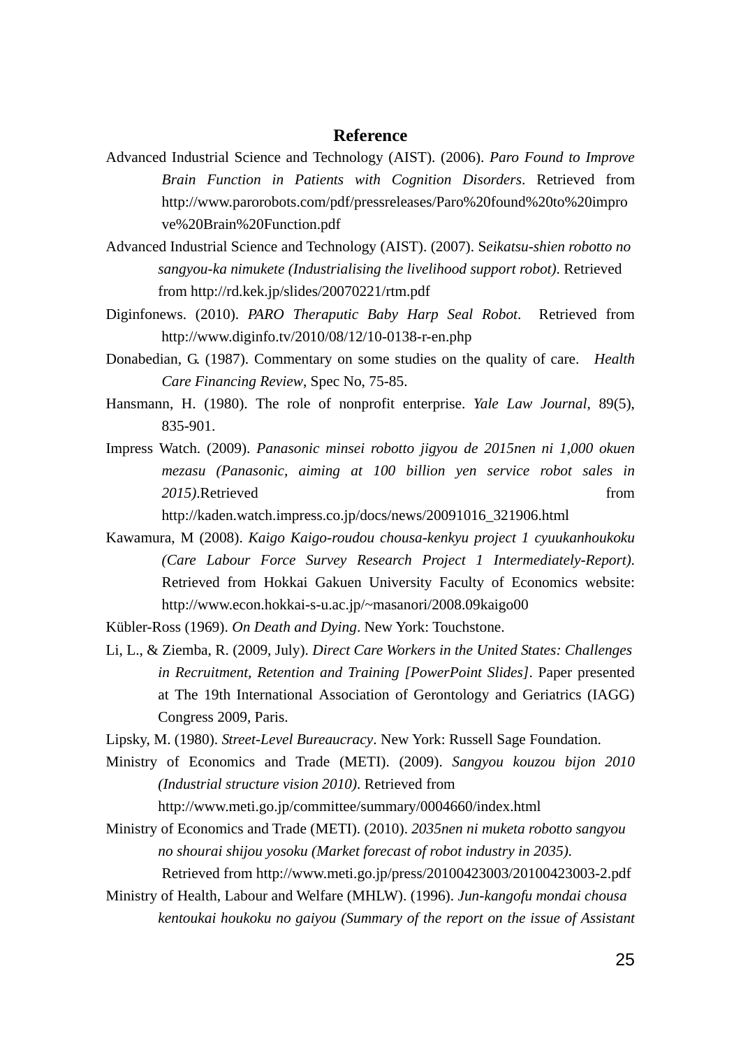## Reference

Advanced Industrial Science and Technology (AIST). (2006). *Paro Found to Improve Brain Function in Patients with Cognition Disorders*. Retrieved from http://www.parorobots.com/pdf/pressreleases/Paro%20found%20to%20improve%20Brain%20Function.pdf

Advanced Industrial Science and Technology (AIST). (2007). S*eikatsu-shien robotto no sangyou-ka nimukete (Industrialising the livelihood support robot)*. Retrieved from http://rd.kek.jp/slides/20070221/rtm.pdf

Diginfonews. (2010). *PARO Theraputic Baby Harp Seal Robot*. Retrieved from http://www.diginfo.tv/2010/08/12/10-0138-r-en.php

Donabedian, G. (1987). Commentary on some studies on the quality of care. *Health Care Financing Review*, Spec No, 75-85.

Hansmann, H. (1980). The role of nonprofit enterprise. *Yale Law Journal*, 89(5), 835-901.

Impress Watch. (2009). *Panasonic minsei robotto jigyou de 2015nen ni 1,000 okuen mezasu (Panasonic, aiming at 100 billion yen service robot sales in 2015)*.Retrieved from http://kaden.watch.impress.co.jp/docs/news/20091016_321906.html

Kawamura, M (2008). *Kaigo Kaigo-roudou chousa-kenkyu project 1 cyuukanhoukoku (Care Labour Force Survey Research Project 1 Intermediately-Report)*. Retrieved from Hokkai Gakuen University Faculty of Economics website: http://www.econ.hokkai-s-u.ac.jp/~masanori/2008.09kaigo00

Kübler-Ross (1969). *On Death and Dying*. New York: Touchstone.

Li, L., & Ziemba, R. (2009, July). *Direct Care Workers in the United States: Challenges in Recruitment, Retention and Training [PowerPoint Slides]*. Paper presented at The 19th International Association of Gerontology and Geriatrics (IAGG) Congress 2009, Paris.

Lipsky, M. (1980). *Street-Level Bureaucracy*. New York: Russell Sage Foundation.

Ministry of Economics and Trade (METI). (2009). *Sangyou kouzou bijon 2010 (Industrial structure vision 2010)*. Retrieved from http://www.meti.go.jp/committee/summary/0004660/index.html

Ministry of Economics and Trade (METI). (2010). *2035nen ni muketa robotto sangyou no shourai shijou yosoku (Market forecast of robot industry in 2035)*. Retrieved from http://www.meti.go.jp/press/20100423003/20100423003-2.pdf

Ministry of Health, Labour and Welfare (MHLW). (1996). *Jun-kangofu mondai chousa kentoukai houkoku no gaiyou (Summary of the report on the issue of Assistant*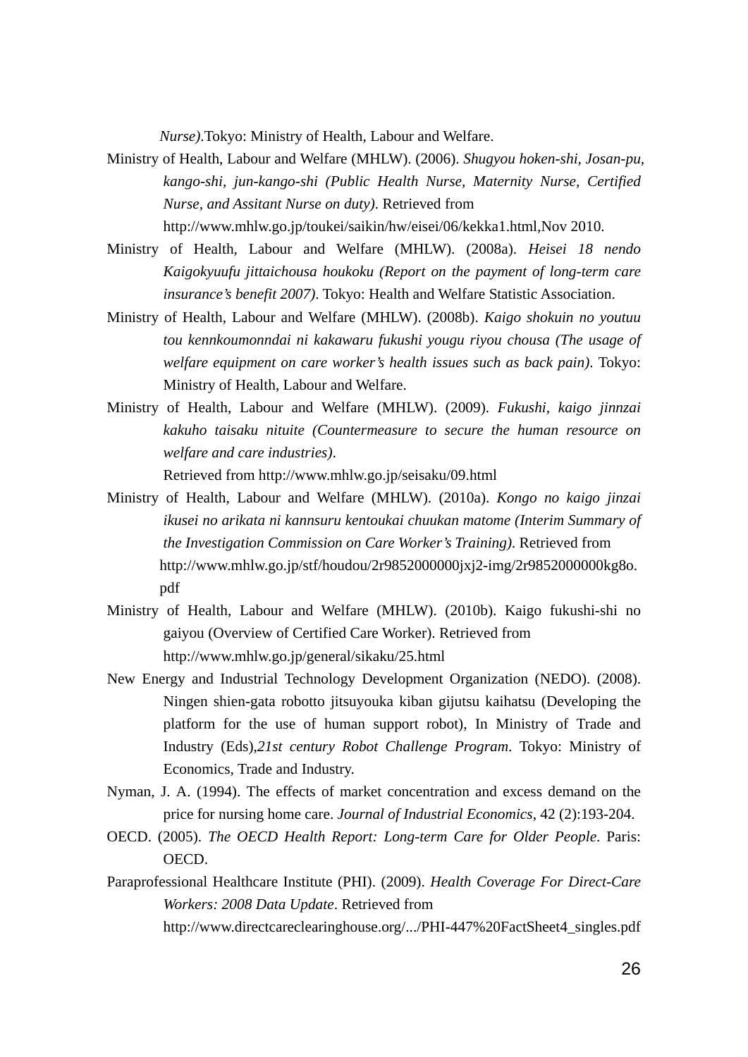*Nurse)*.Tokyo: Ministry of Health, Labour and Welfare.

Ministry of Health, Labour and Welfare (MHLW). (2006). *Shugyou hoken-shi, Josan-pu, kango-shi, jun-kango-shi (Public Health Nurse, Maternity Nurse, Certified Nurse, and Assitant Nurse on duty)*. Retrieved from http://www.mhlw.go.jp/toukei/saikin/hw/eisei/06/kekka1.html,Nov 2010.

Ministry of Health, Labour and Welfare (MHLW). (2008a). *Heisei 18 nendo Kaigokyuufu jittaichousa houkoku (Report on the payment of long-term care insurance's benefit 2007)*. Tokyo: Health and Welfare Statistic Association.

Ministry of Health, Labour and Welfare (MHLW). (2008b). *Kaigo shokuin no youtuu tou kennkoumonndai ni kakawaru fukushi yougu riyou chousa (The usage of welfare equipment on care worker's health issues such as back pain)*. Tokyo: Ministry of Health, Labour and Welfare.

Ministry of Health, Labour and Welfare (MHLW). (2009). *Fukushi, kaigo jinnzai kakuho taisaku nituite (Countermeasure to secure the human resource on welfare and care industries)*.
Retrieved from http://www.mhlw.go.jp/seisaku/09.html

Ministry of Health, Labour and Welfare (MHLW). (2010a). *Kongo no kaigo jinzai ikusei no arikata ni kannsuru kentoukai chuukan matome (Interim Summary of the Investigation Commission on Care Worker's Training)*. Retrieved from http://www.mhlw.go.jp/stf/houdou/2r9852000000jxj2-img/2r9852000000kg8o.pdf

Ministry of Health, Labour and Welfare (MHLW). (2010b). Kaigo fukushi-shi no gaiyou (Overview of Certified Care Worker). Retrieved from http://www.mhlw.go.jp/general/sikaku/25.html

New Energy and Industrial Technology Development Organization (NEDO). (2008). Ningen shien-gata robotto jitsuyouka kiban gijutsu kaihatsu (Developing the platform for the use of human support robot), In Ministry of Trade and Industry (Eds),*21st century Robot Challenge Program*. Tokyo: Ministry of Economics, Trade and Industry.

Nyman, J. A. (1994). The effects of market concentration and excess demand on the price for nursing home care. *Journal of Industrial Economics*, 42 (2):193-204.

OECD. (2005). *The OECD Health Report: Long-term Care for Older People*. Paris: OECD.

Paraprofessional Healthcare Institute (PHI). (2009). *Health Coverage For Direct-Care Workers: 2008 Data Update*. Retrieved from http://www.directcareclearinghouse.org/.../PHI-447%20FactSheet4_singles.pdf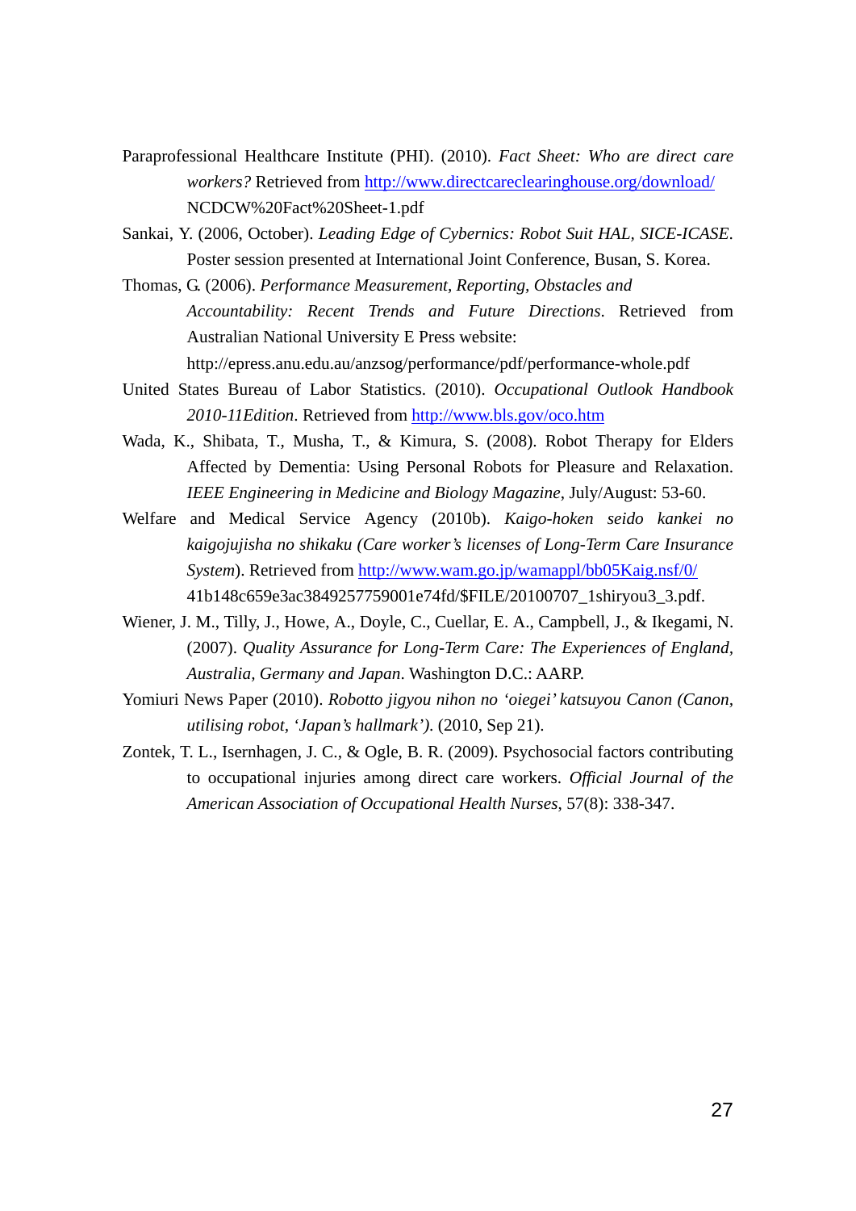Paraprofessional Healthcare Institute (PHI). (2010). *Fact Sheet: Who are direct care workers?* Retrieved from http://www.directcareclearinghouse.org/download/NCDCW%20Fact%20Sheet-1.pdf

Sankai, Y. (2006, October). *Leading Edge of Cybernics: Robot Suit HAL, SICE-ICASE*. Poster session presented at International Joint Conference, Busan, S. Korea.

Thomas, G. (2006). *Performance Measurement, Reporting, Obstacles and Accountability: Recent Trends and Future Directions*. Retrieved from Australian National University E Press website: http://epress.anu.edu.au/anzsog/performance/pdf/performance-whole.pdf

United States Bureau of Labor Statistics. (2010). *Occupational Outlook Handbook 2010-11Edition*. Retrieved from http://www.bls.gov/oco.htm

Wada, K., Shibata, T., Musha, T., & Kimura, S. (2008). Robot Therapy for Elders Affected by Dementia: Using Personal Robots for Pleasure and Relaxation. *IEEE Engineering in Medicine and Biology Magazine*, July/August: 53-60.

Welfare and Medical Service Agency (2010b). *Kaigo-hoken seido kankei no kaigojujisha no shikaku (Care worker's licenses of Long-Term Care Insurance System*). Retrieved from http://www.wam.go.jp/wamappl/bb05Kaig.nsf/0/41b148c659e3ac3849257759001e74fd/$FILE/20100707_1shiryou3_3.pdf.

Wiener, J. M., Tilly, J., Howe, A., Doyle, C., Cuellar, E. A., Campbell, J., & Ikegami, N. (2007). *Quality Assurance for Long-Term Care: The Experiences of England, Australia, Germany and Japan*. Washington D.C.: AARP.

Yomiuri News Paper (2010). *Robotto jigyou nihon no 'oiegei' katsuyou Canon (Canon, utilising robot, 'Japan's hallmark')*. (2010, Sep 21).

Zontek, T. L., Isernhagen, J. C., & Ogle, B. R. (2009). Psychosocial factors contributing to occupational injuries among direct care workers. *Official Journal of the American Association of Occupational Health Nurses*, 57(8): 338-347.